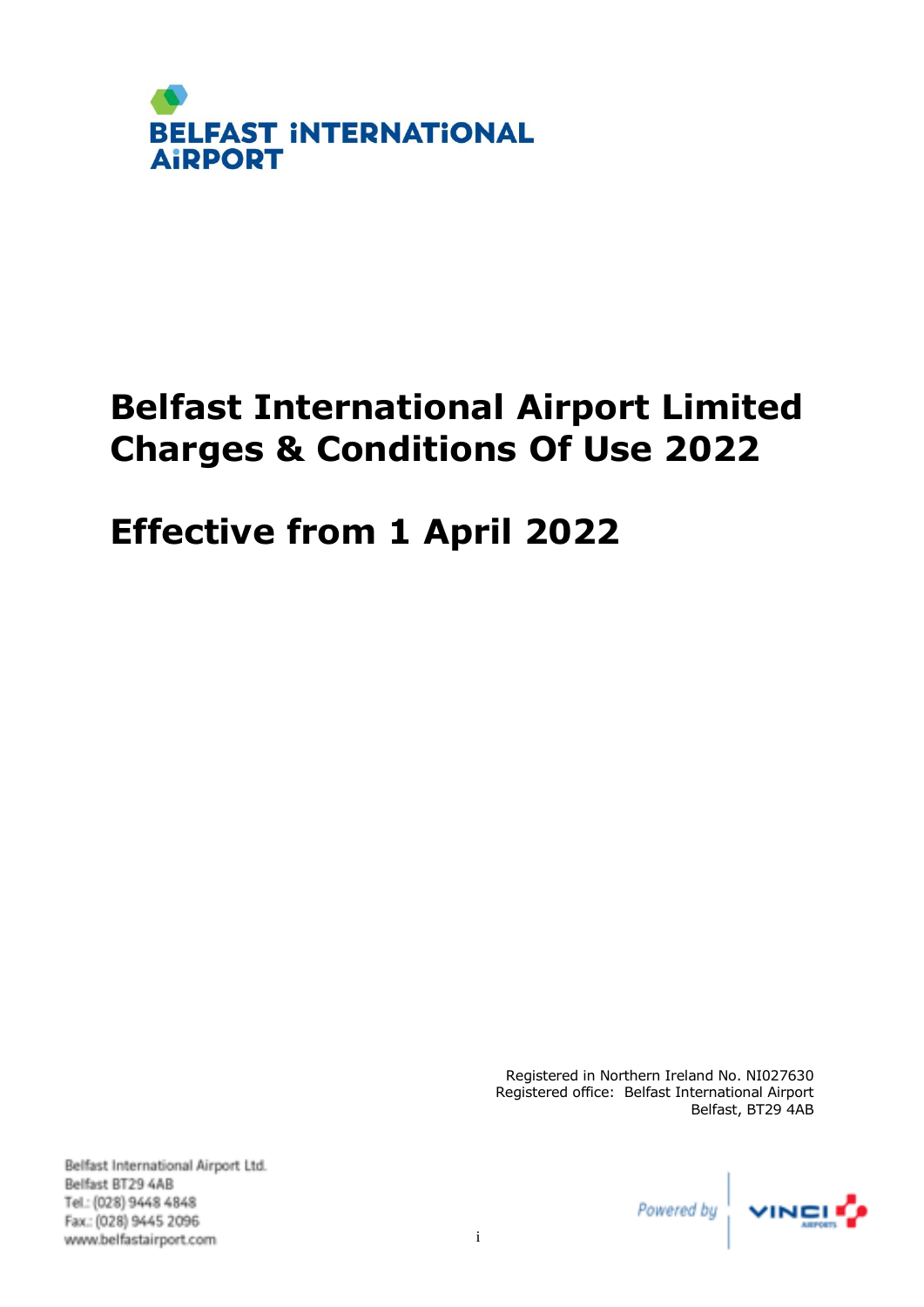BELFAST INTERNATIONAL AIRPORT

# Belfast International Airport Limited Charges & Conditions Of Use 2022

# Effective from 1 April 2022

Registered in Northern Ireland No. NI027630
Registered office: Belfast International Airport
Belfast, BT29 4AB

Belfast International Airport Ltd.
Belfast BT29 4AB
Tel.: (028) 9448 4848
Fax.: (028) 9445 2096
www.belfastairport.com

Powered by VINCI AIRPORTS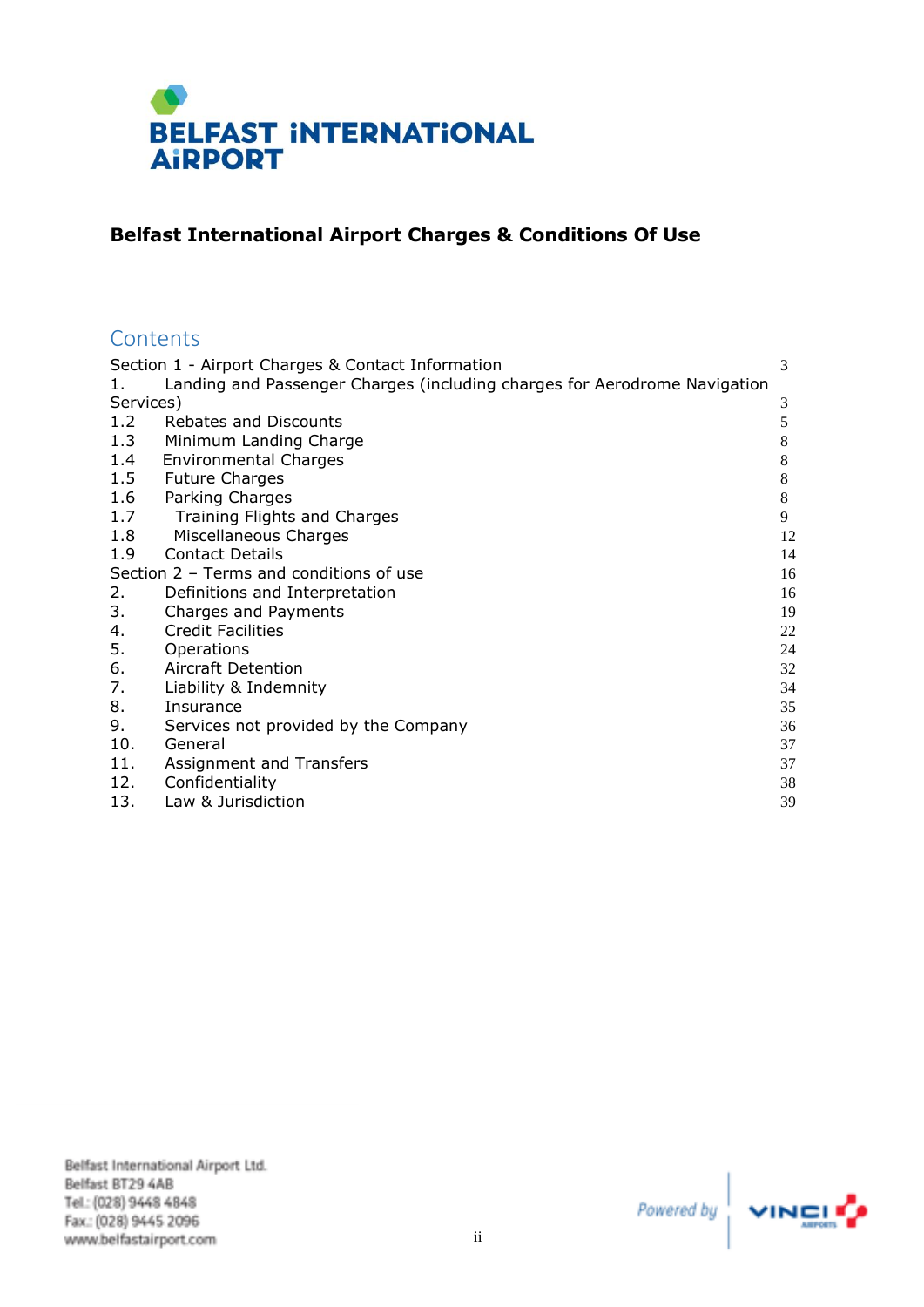# Belfast International Airport Charges & Conditions Of Use

## Contents

| | | |
|---|---|---|
| Section 1 - Airport Charges & Contact Information | | 3 |
| 1. | Landing and Passenger Charges (including charges for Aerodrome Navigation Services) | 3 |
| 1.2 | Rebates and Discounts | 5 |
| 1.3 | Minimum Landing Charge | 8 |
| 1.4 | Environmental Charges | 8 |
| 1.5 | Future Charges | 8 |
| 1.6 | Parking Charges | 8 |
| 1.7 | Training Flights and Charges | 9 |
| 1.8 | Miscellaneous Charges | 12 |
| 1.9 | Contact Details | 14 |
| Section 2 – Terms and conditions of use | | 16 |
| 2. | Definitions and Interpretation | 16 |
| 3. | Charges and Payments | 19 |
| 4. | Credit Facilities | 22 |
| 5. | Operations | 24 |
| 6. | Aircraft Detention | 32 |
| 7. | Liability & Indemnity | 34 |
| 8. | Insurance | 35 |
| 9. | Services not provided by the Company | 36 |
| 10. | General | 37 |
| 11. | Assignment and Transfers | 37 |
| 12. | Confidentiality | 38 |
| 13. | Law & Jurisdiction | 39 |

Belfast International Airport Ltd.
Belfast BT29 4AB
Tel.: (028) 9448 4848
Fax.: (028) 9445 2096
www.belfastairport.com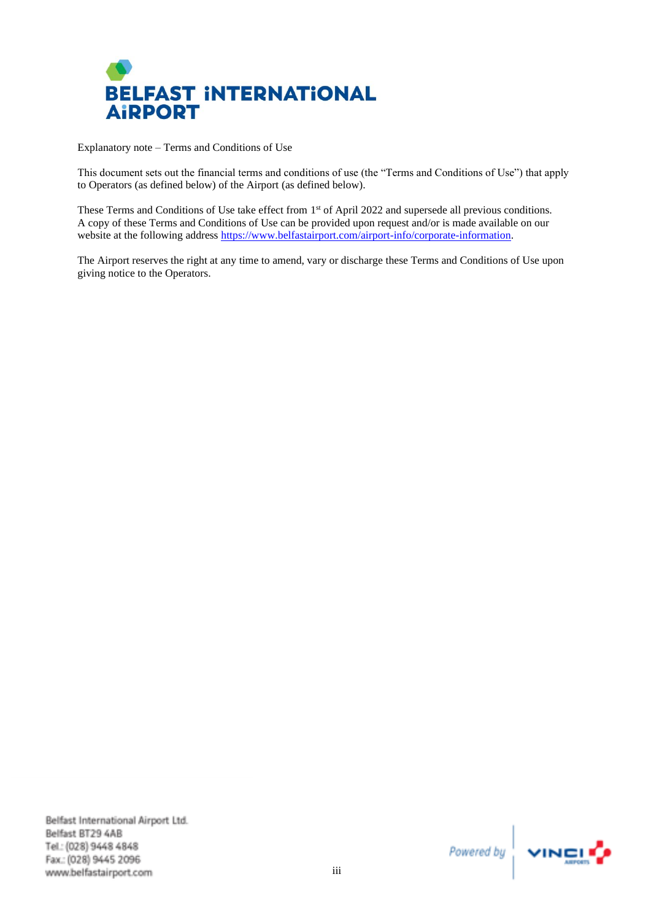Explanatory note – Terms and Conditions of Use

This document sets out the financial terms and conditions of use (the "Terms and Conditions of Use") that apply to Operators (as defined below) of the Airport (as defined below).

These Terms and Conditions of Use take effect from 1st of April 2022 and supersede all previous conditions. A copy of these Terms and Conditions of Use can be provided upon request and/or is made available on our website at the following address https://www.belfastairport.com/airport-info/corporate-information.

The Airport reserves the right at any time to amend, vary or discharge these Terms and Conditions of Use upon giving notice to the Operators.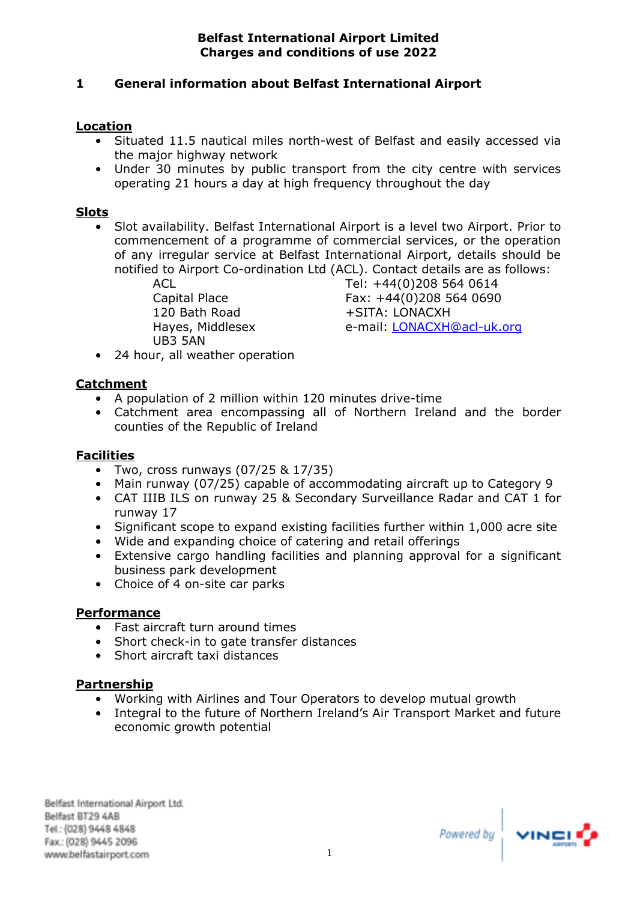**Belfast International Airport Limited**
**Charges and conditions of use 2022**

## 1 General information about Belfast International Airport

### Location

- Situated 11.5 nautical miles north-west of Belfast and easily accessed via the major highway network
- Under 30 minutes by public transport from the city centre with services operating 21 hours a day at high frequency throughout the day

### Slots

- Slot availability. Belfast International Airport is a level two Airport. Prior to commencement of a programme of commercial services, or the operation of any irregular service at Belfast International Airport, details should be notified to Airport Co-ordination Ltd (ACL). Contact details are as follows:

  ACL
  Capital Place
  120 Bath Road
  Hayes, Middlesex
  UB3 5AN

  Tel: +44(0)208 564 0614
  Fax: +44(0)208 564 0690
  +SITA: LONACXH
  e-mail: LONACXH@acl-uk.org

- 24 hour, all weather operation

### Catchment

- A population of 2 million within 120 minutes drive-time
- Catchment area encompassing all of Northern Ireland and the border counties of the Republic of Ireland

### Facilities

- Two, cross runways (07/25 & 17/35)
- Main runway (07/25) capable of accommodating aircraft up to Category 9
- CAT IIIB ILS on runway 25 & Secondary Surveillance Radar and CAT 1 for runway 17
- Significant scope to expand existing facilities further within 1,000 acre site
- Wide and expanding choice of catering and retail offerings
- Extensive cargo handling facilities and planning approval for a significant business park development
- Choice of 4 on-site car parks

### Performance

- Fast aircraft turn around times
- Short check-in to gate transfer distances
- Short aircraft taxi distances

### Partnership

- Working with Airlines and Tour Operators to develop mutual growth
- Integral to the future of Northern Ireland's Air Transport Market and future economic growth potential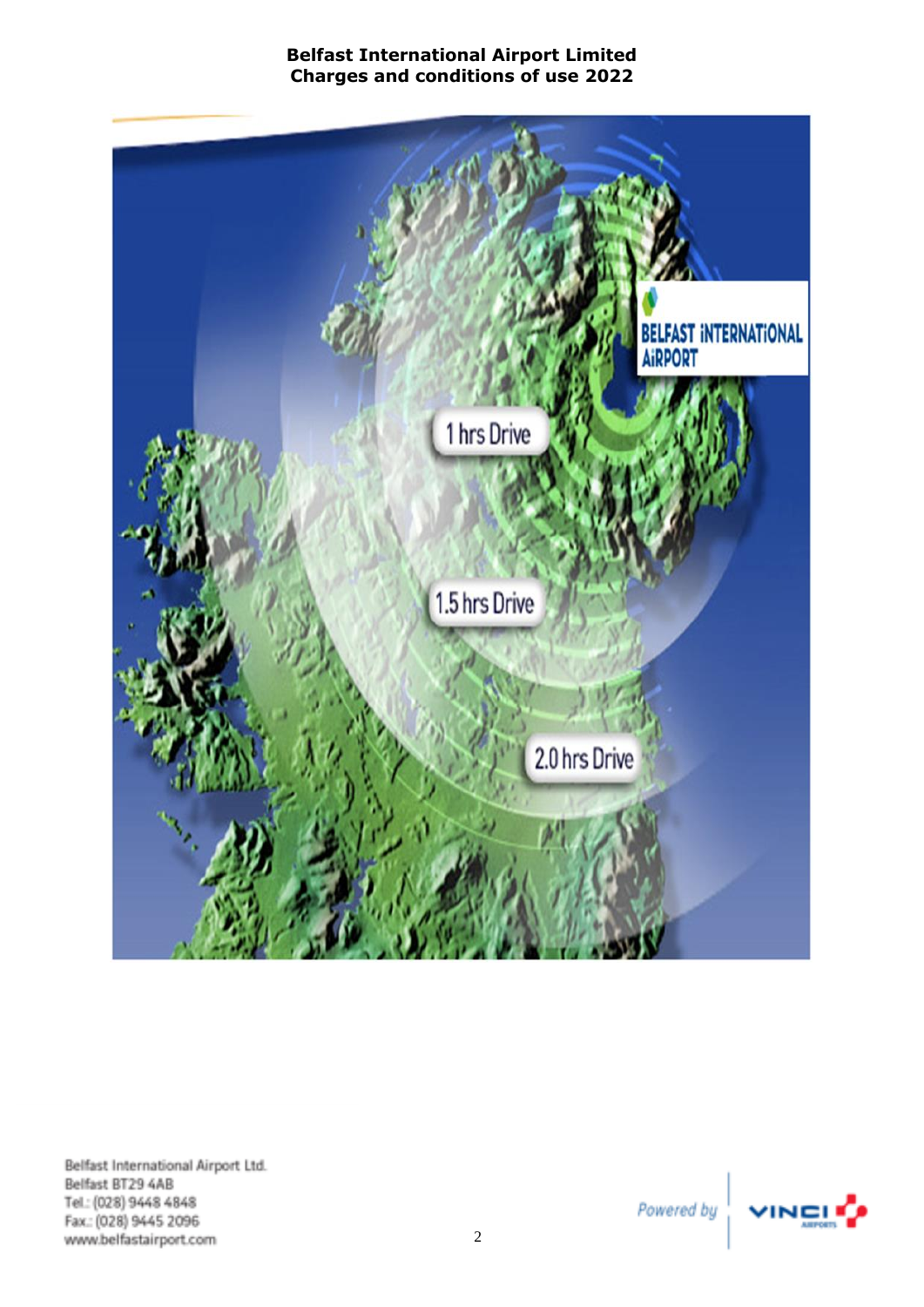# Belfast International Airport Limited
# Charges and conditions of use 2022

1 hrs Drive

1.5 hrs Drive

2.0 hrs Drive

BELFAST INTERNATIONAL AIRPORT

Belfast International Airport Ltd.
Belfast BT29 4AB
Tel.: (028) 9448 4848
Fax.: (028) 9445 2096
www.belfastairport.com

Powered by VINCI AIRPORTS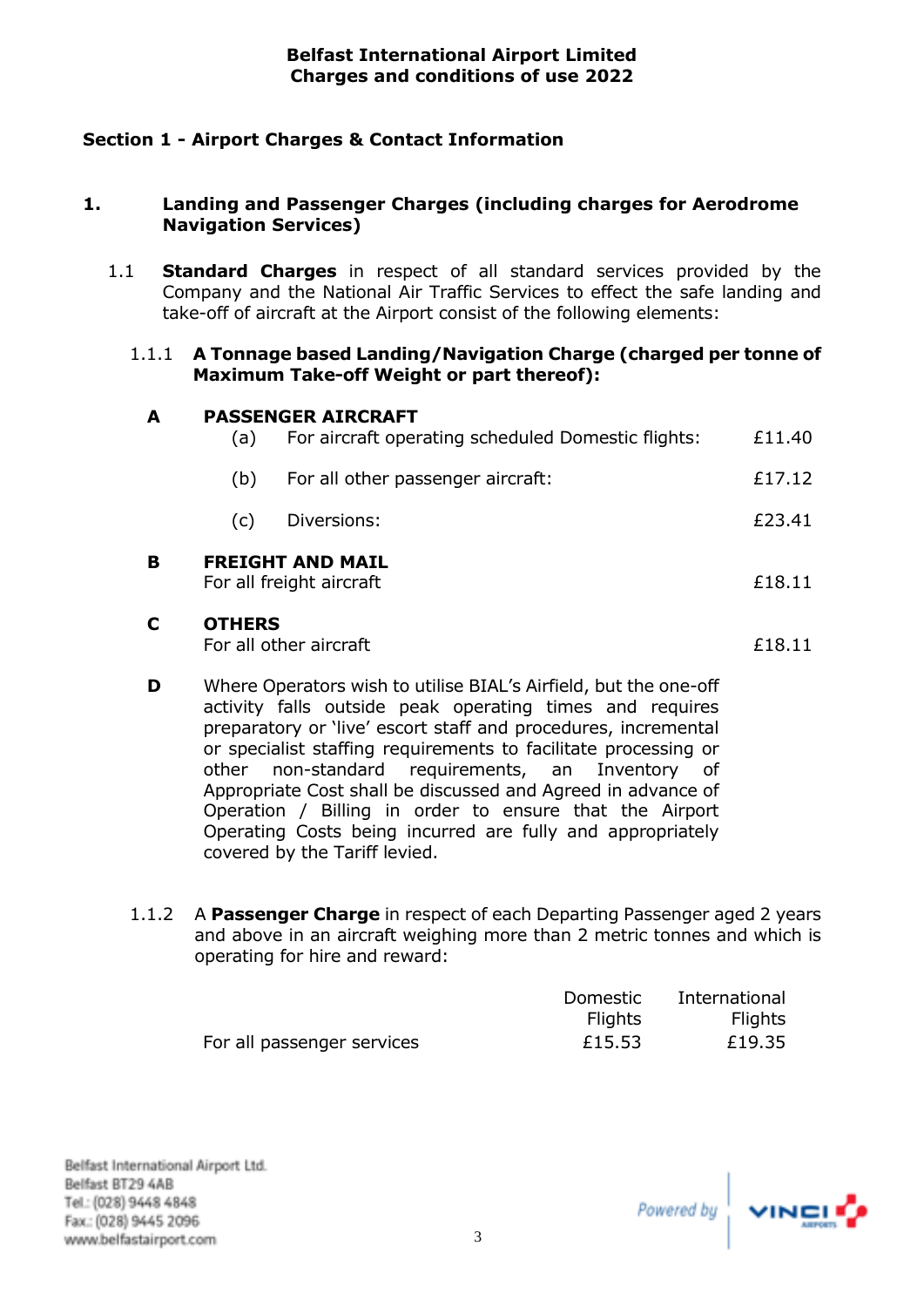## Section 1 - Airport Charges & Contact Information

### 1. Landing and Passenger Charges (including charges for Aerodrome Navigation Services)

1.1 **Standard Charges** in respect of all standard services provided by the Company and the National Air Traffic Services to effect the safe landing and take-off of aircraft at the Airport consist of the following elements:

1.1.1 **A Tonnage based Landing/Navigation Charge (charged per tonne of Maximum Take-off Weight or part thereof):**

**A PASSENGER AIRCRAFT**

| | | |
|---|---|---|
| (a) | For aircraft operating scheduled Domestic flights: | £11.40 |
| (b) | For all other passenger aircraft: | £17.12 |
| (c) | Diversions: | £23.41 |

**B FREIGHT AND MAIL**

For all freight aircraft — £18.11

**C OTHERS**

For all other aircraft — £18.11

**D** Where Operators wish to utilise BIAL's Airfield, but the one-off activity falls outside peak operating times and requires preparatory or 'live' escort staff and procedures, incremental or specialist staffing requirements to facilitate processing or other non-standard requirements, an Inventory of Appropriate Cost shall be discussed and Agreed in advance of Operation / Billing in order to ensure that the Airport Operating Costs being incurred are fully and appropriately covered by the Tariff levied.

1.1.2 A **Passenger Charge** in respect of each Departing Passenger aged 2 years and above in an aircraft weighing more than 2 metric tonnes and which is operating for hire and reward:

| | Domestic Flights | International Flights |
|---|---|---|
| For all passenger services | £15.53 | £19.35 |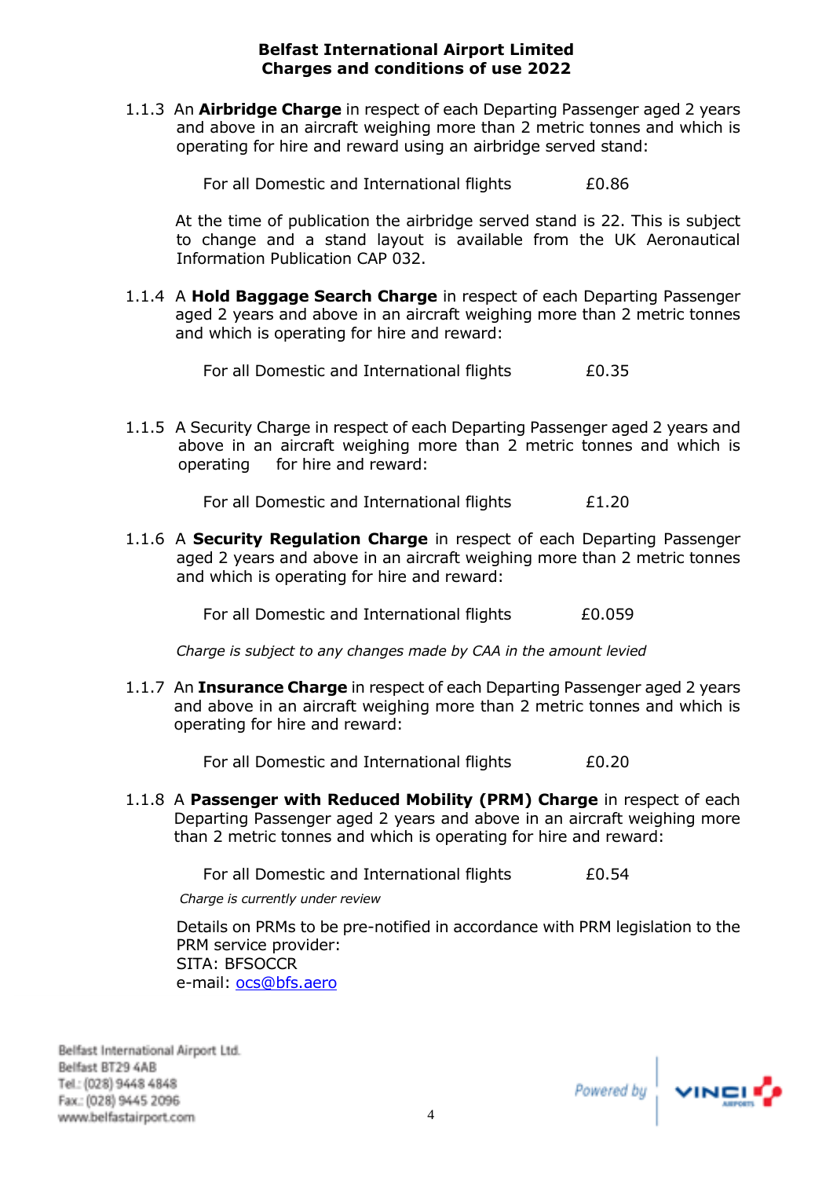1.1.3 An **Airbridge Charge** in respect of each Departing Passenger aged 2 years and above in an aircraft weighing more than 2 metric tonnes and which is operating for hire and reward using an airbridge served stand:

| | |
|---|---|
| For all Domestic and International flights | £0.86 |

At the time of publication the airbridge served stand is 22. This is subject to change and a stand layout is available from the UK Aeronautical Information Publication CAP 032.

1.1.4 A **Hold Baggage Search Charge** in respect of each Departing Passenger aged 2 years and above in an aircraft weighing more than 2 metric tonnes and which is operating for hire and reward:

| | |
|---|---|
| For all Domestic and International flights | £0.35 |

1.1.5 A Security Charge in respect of each Departing Passenger aged 2 years and above in an aircraft weighing more than 2 metric tonnes and which is operating for hire and reward:

| | |
|---|---|
| For all Domestic and International flights | £1.20 |

1.1.6 A **Security Regulation Charge** in respect of each Departing Passenger aged 2 years and above in an aircraft weighing more than 2 metric tonnes and which is operating for hire and reward:

| | |
|---|---|
| For all Domestic and International flights | £0.059 |

*Charge is subject to any changes made by CAA in the amount levied*

1.1.7 An **Insurance Charge** in respect of each Departing Passenger aged 2 years and above in an aircraft weighing more than 2 metric tonnes and which is operating for hire and reward:

| | |
|---|---|
| For all Domestic and International flights | £0.20 |

1.1.8 A **Passenger with Reduced Mobility (PRM) Charge** in respect of each Departing Passenger aged 2 years and above in an aircraft weighing more than 2 metric tonnes and which is operating for hire and reward:

| | |
|---|---|
| For all Domestic and International flights | £0.54 |

*Charge is currently under review*

Details on PRMs to be pre-notified in accordance with PRM legislation to the PRM service provider:
SITA: BFSOCCR
e-mail: ocs@bfs.aero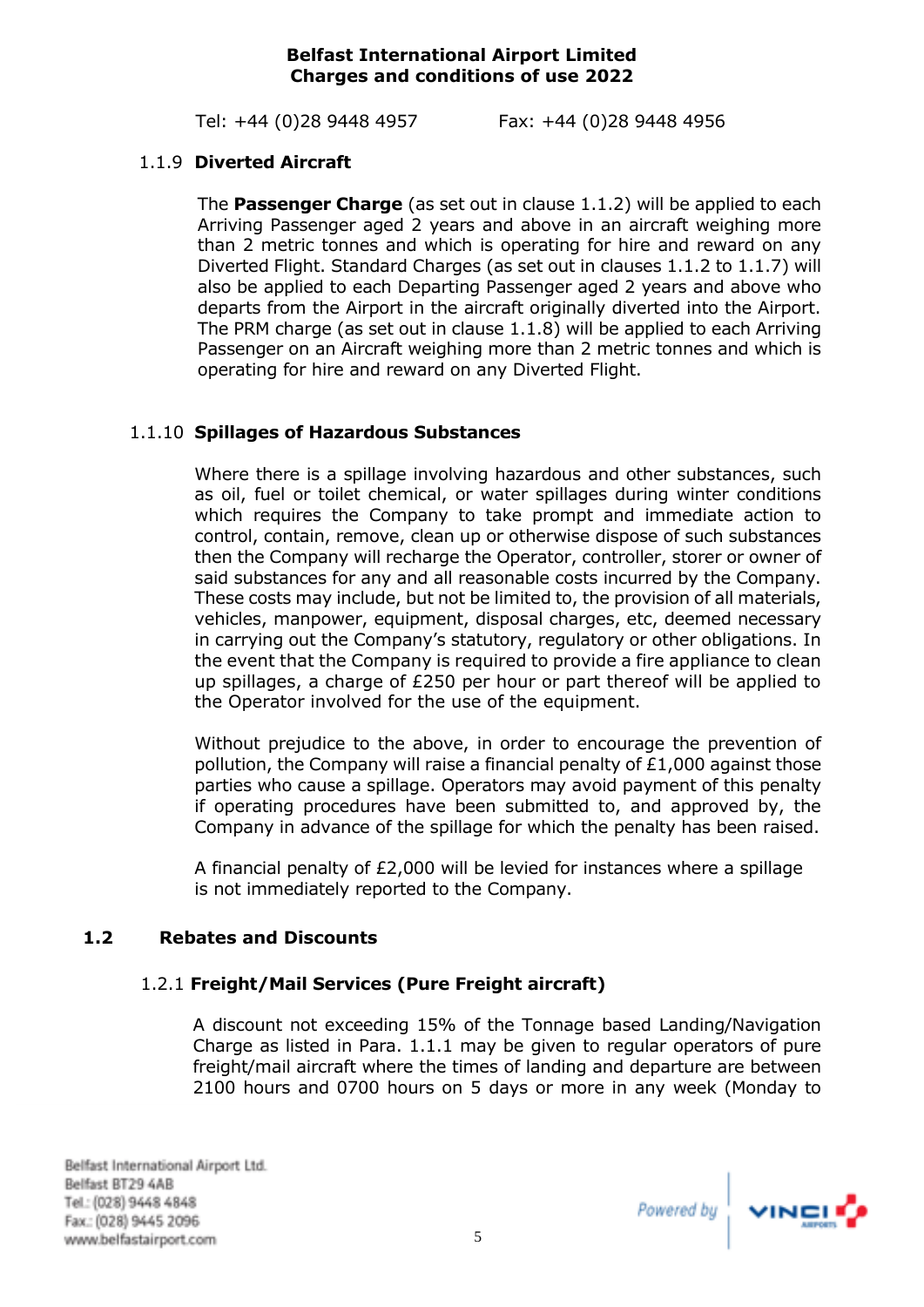Tel: +44 (0)28 9448 4957 Fax: +44 (0)28 9448 4956

#### 1.1.9 Diverted Aircraft

The **Passenger Charge** (as set out in clause 1.1.2) will be applied to each Arriving Passenger aged 2 years and above in an aircraft weighing more than 2 metric tonnes and which is operating for hire and reward on any Diverted Flight. Standard Charges (as set out in clauses 1.1.2 to 1.1.7) will also be applied to each Departing Passenger aged 2 years and above who departs from the Airport in the aircraft originally diverted into the Airport. The PRM charge (as set out in clause 1.1.8) will be applied to each Arriving Passenger on an Aircraft weighing more than 2 metric tonnes and which is operating for hire and reward on any Diverted Flight.

#### 1.1.10 Spillages of Hazardous Substances

Where there is a spillage involving hazardous and other substances, such as oil, fuel or toilet chemical, or water spillages during winter conditions which requires the Company to take prompt and immediate action to control, contain, remove, clean up or otherwise dispose of such substances then the Company will recharge the Operator, controller, storer or owner of said substances for any and all reasonable costs incurred by the Company. These costs may include, but not be limited to, the provision of all materials, vehicles, manpower, equipment, disposal charges, etc, deemed necessary in carrying out the Company's statutory, regulatory or other obligations. In the event that the Company is required to provide a fire appliance to clean up spillages, a charge of £250 per hour or part thereof will be applied to the Operator involved for the use of the equipment.

Without prejudice to the above, in order to encourage the prevention of pollution, the Company will raise a financial penalty of £1,000 against those parties who cause a spillage. Operators may avoid payment of this penalty if operating procedures have been submitted to, and approved by, the Company in advance of the spillage for which the penalty has been raised.

A financial penalty of £2,000 will be levied for instances where a spillage is not immediately reported to the Company.

### 1.2 Rebates and Discounts

#### 1.2.1 Freight/Mail Services (Pure Freight aircraft)

A discount not exceeding 15% of the Tonnage based Landing/Navigation Charge as listed in Para. 1.1.1 may be given to regular operators of pure freight/mail aircraft where the times of landing and departure are between 2100 hours and 0700 hours on 5 days or more in any week (Monday to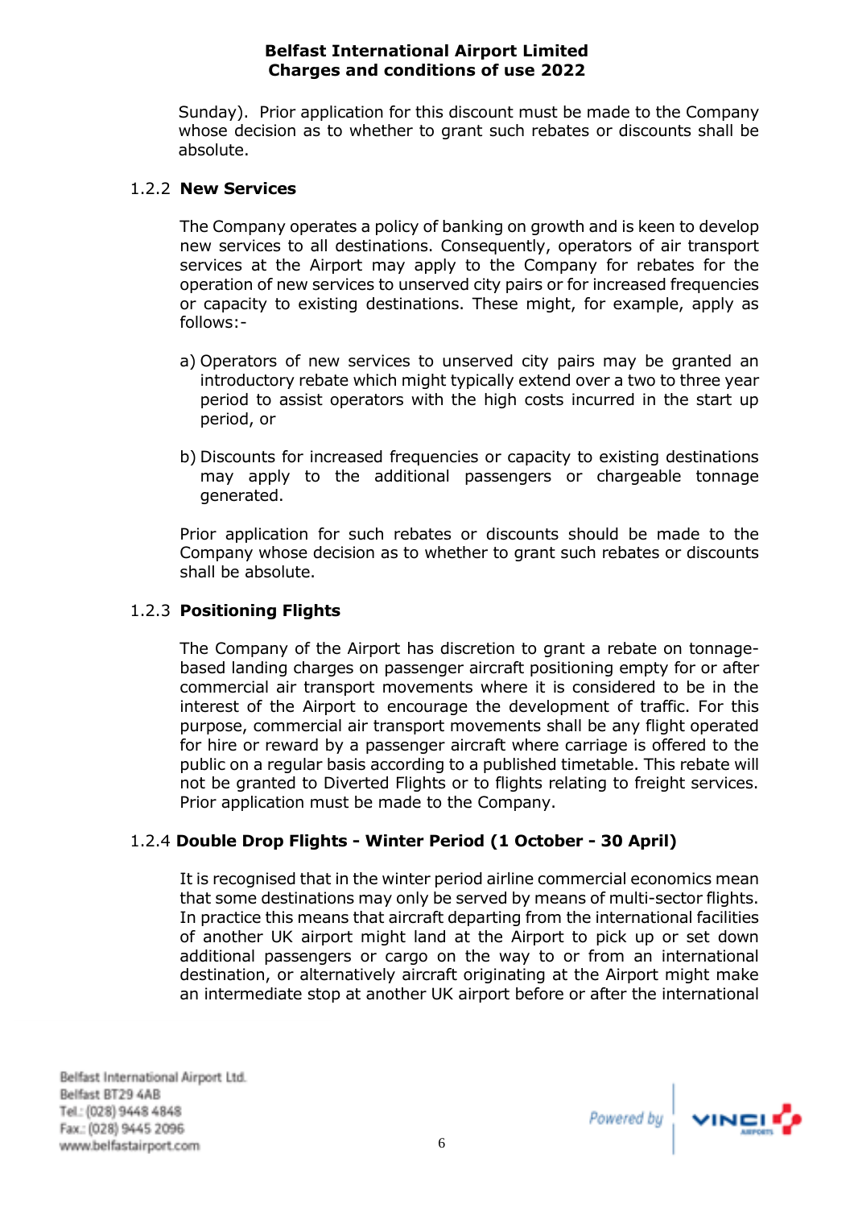Sunday). Prior application for this discount must be made to the Company whose decision as to whether to grant such rebates or discounts shall be absolute.

### 1.2.2 **New Services**

The Company operates a policy of banking on growth and is keen to develop new services to all destinations. Consequently, operators of air transport services at the Airport may apply to the Company for rebates for the operation of new services to unserved city pairs or for increased frequencies or capacity to existing destinations. These might, for example, apply as follows:-

a) Operators of new services to unserved city pairs may be granted an introductory rebate which might typically extend over a two to three year period to assist operators with the high costs incurred in the start up period, or

b) Discounts for increased frequencies or capacity to existing destinations may apply to the additional passengers or chargeable tonnage generated.

Prior application for such rebates or discounts should be made to the Company whose decision as to whether to grant such rebates or discounts shall be absolute.

### 1.2.3 **Positioning Flights**

The Company of the Airport has discretion to grant a rebate on tonnage-based landing charges on passenger aircraft positioning empty for or after commercial air transport movements where it is considered to be in the interest of the Airport to encourage the development of traffic. For this purpose, commercial air transport movements shall be any flight operated for hire or reward by a passenger aircraft where carriage is offered to the public on a regular basis according to a published timetable. This rebate will not be granted to Diverted Flights or to flights relating to freight services. Prior application must be made to the Company.

### 1.2.4 **Double Drop Flights - Winter Period (1 October - 30 April)**

It is recognised that in the winter period airline commercial economics mean that some destinations may only be served by means of multi-sector flights. In practice this means that aircraft departing from the international facilities of another UK airport might land at the Airport to pick up or set down additional passengers or cargo on the way to or from an international destination, or alternatively aircraft originating at the Airport might make an intermediate stop at another UK airport before or after the international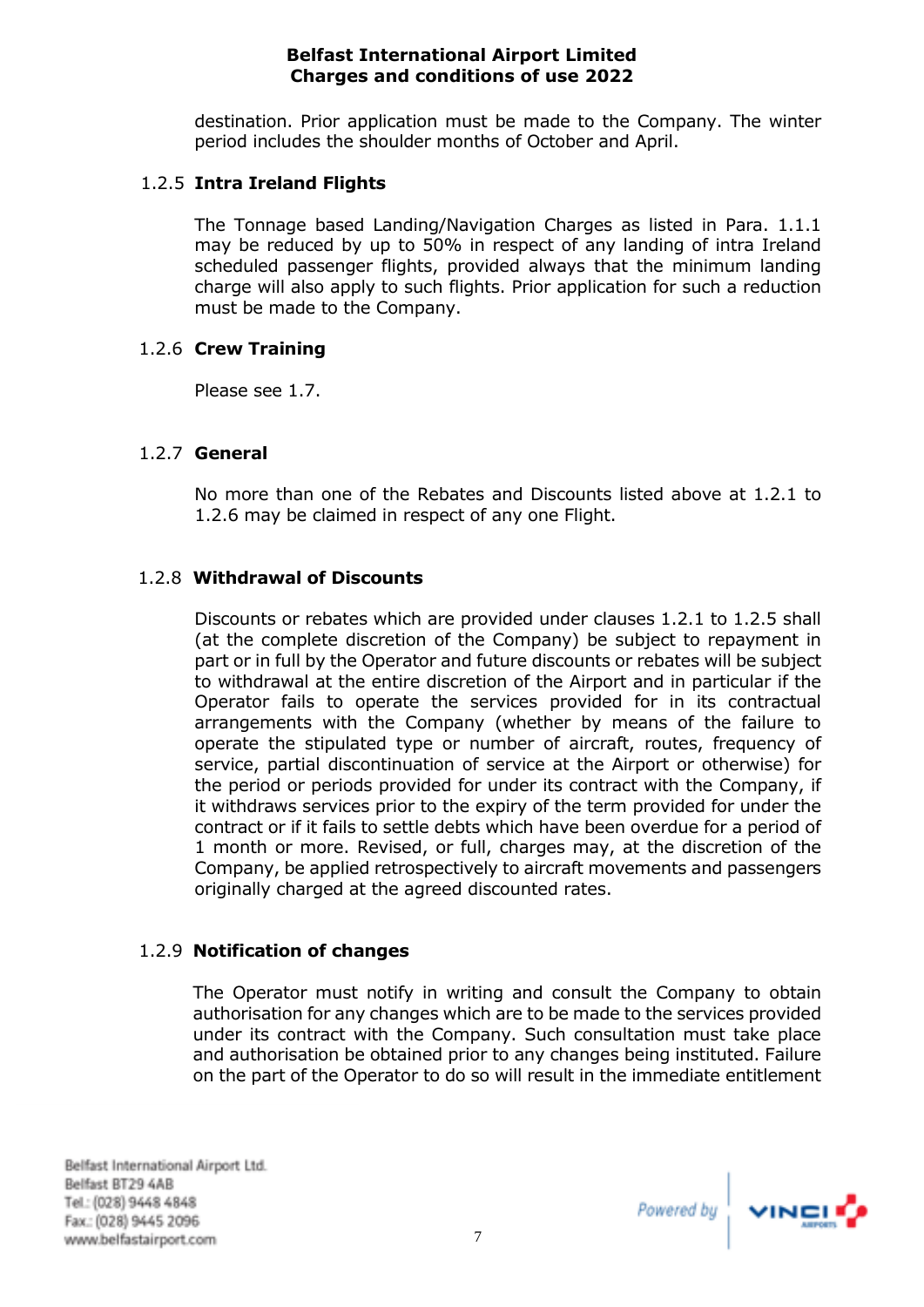destination. Prior application must be made to the Company. The winter period includes the shoulder months of October and April.

### 1.2.5 **Intra Ireland Flights**

The Tonnage based Landing/Navigation Charges as listed in Para. 1.1.1 may be reduced by up to 50% in respect of any landing of intra Ireland scheduled passenger flights, provided always that the minimum landing charge will also apply to such flights. Prior application for such a reduction must be made to the Company.

### 1.2.6 **Crew Training**

Please see 1.7.

### 1.2.7 **General**

No more than one of the Rebates and Discounts listed above at 1.2.1 to 1.2.6 may be claimed in respect of any one Flight.

### 1.2.8 **Withdrawal of Discounts**

Discounts or rebates which are provided under clauses 1.2.1 to 1.2.5 shall (at the complete discretion of the Company) be subject to repayment in part or in full by the Operator and future discounts or rebates will be subject to withdrawal at the entire discretion of the Airport and in particular if the Operator fails to operate the services provided for in its contractual arrangements with the Company (whether by means of the failure to operate the stipulated type or number of aircraft, routes, frequency of service, partial discontinuation of service at the Airport or otherwise) for the period or periods provided for under its contract with the Company, if it withdraws services prior to the expiry of the term provided for under the contract or if it fails to settle debts which have been overdue for a period of 1 month or more. Revised, or full, charges may, at the discretion of the Company, be applied retrospectively to aircraft movements and passengers originally charged at the agreed discounted rates.

### 1.2.9 **Notification of changes**

The Operator must notify in writing and consult the Company to obtain authorisation for any changes which are to be made to the services provided under its contract with the Company. Such consultation must take place and authorisation be obtained prior to any changes being instituted. Failure on the part of the Operator to do so will result in the immediate entitlement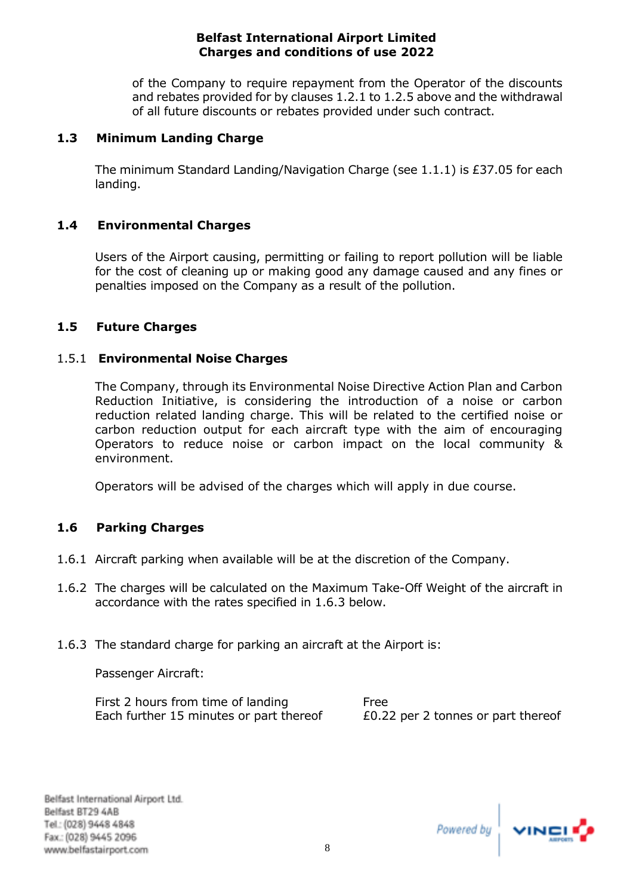of the Company to require repayment from the Operator of the discounts and rebates provided for by clauses 1.2.1 to 1.2.5 above and the withdrawal of all future discounts or rebates provided under such contract.

### 1.3 Minimum Landing Charge

The minimum Standard Landing/Navigation Charge (see 1.1.1) is £37.05 for each landing.

### 1.4 Environmental Charges

Users of the Airport causing, permitting or failing to report pollution will be liable for the cost of cleaning up or making good any damage caused and any fines or penalties imposed on the Company as a result of the pollution.

### 1.5 Future Charges

#### 1.5.1 Environmental Noise Charges

The Company, through its Environmental Noise Directive Action Plan and Carbon Reduction Initiative, is considering the introduction of a noise or carbon reduction related landing charge. This will be related to the certified noise or carbon reduction output for each aircraft type with the aim of encouraging Operators to reduce noise or carbon impact on the local community & environment.

Operators will be advised of the charges which will apply in due course.

### 1.6 Parking Charges

1.6.1 Aircraft parking when available will be at the discretion of the Company.

1.6.2 The charges will be calculated on the Maximum Take-Off Weight of the aircraft in accordance with the rates specified in 1.6.3 below.

1.6.3 The standard charge for parking an aircraft at the Airport is:

Passenger Aircraft:

| | |
|---|---|
| First 2 hours from time of landing | Free |
| Each further 15 minutes or part thereof | £0.22 per 2 tonnes or part thereof |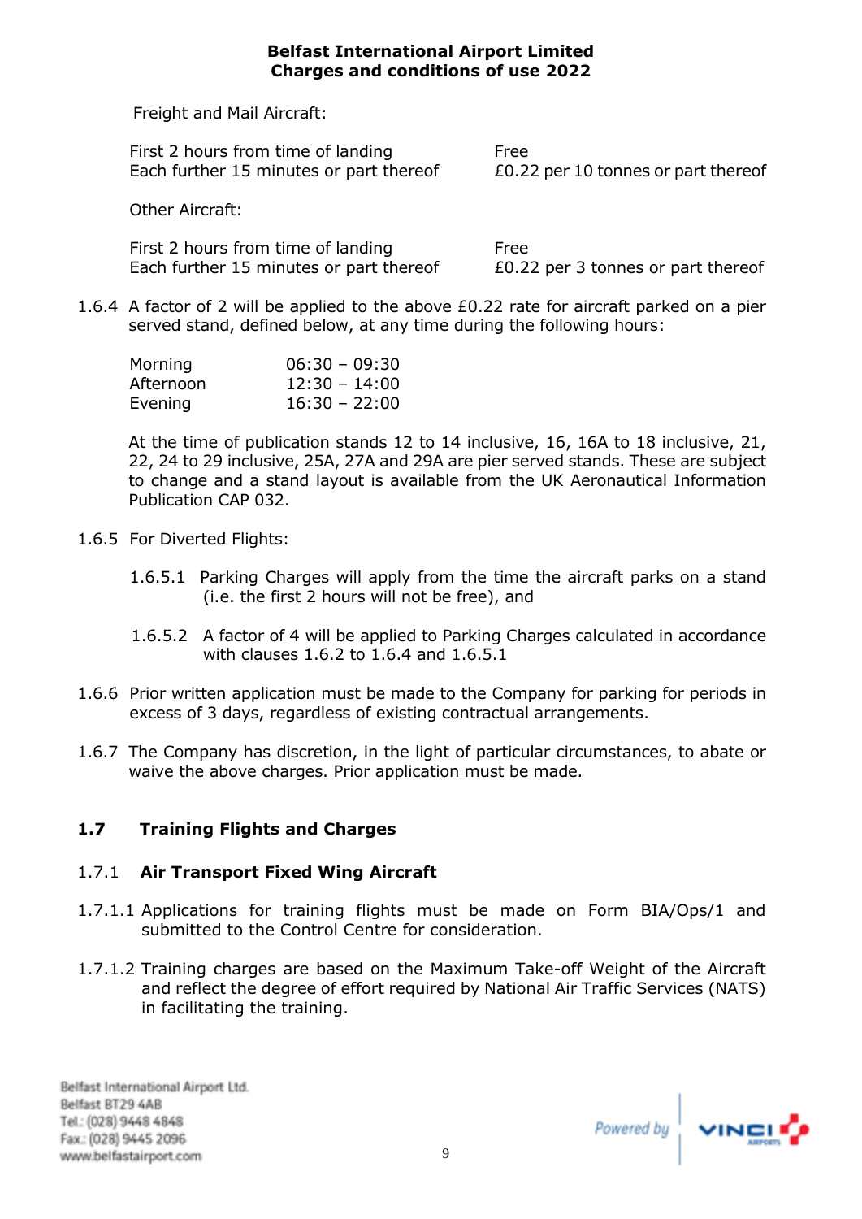Freight and Mail Aircraft:

| | |
|---|---|
| First 2 hours from time of landing | Free |
| Each further 15 minutes or part thereof | £0.22 per 10 tonnes or part thereof |

Other Aircraft:

| | |
|---|---|
| First 2 hours from time of landing | Free |
| Each further 15 minutes or part thereof | £0.22 per 3 tonnes or part thereof |

1.6.4 A factor of 2 will be applied to the above £0.22 rate for aircraft parked on a pier served stand, defined below, at any time during the following hours:

| | |
|---|---|
| Morning | 06:30 – 09:30 |
| Afternoon | 12:30 – 14:00 |
| Evening | 16:30 – 22:00 |

At the time of publication stands 12 to 14 inclusive, 16, 16A to 18 inclusive, 21, 22, 24 to 29 inclusive, 25A, 27A and 29A are pier served stands. These are subject to change and a stand layout is available from the UK Aeronautical Information Publication CAP 032.

1.6.5 For Diverted Flights:

1.6.5.1 Parking Charges will apply from the time the aircraft parks on a stand (i.e. the first 2 hours will not be free), and

1.6.5.2 A factor of 4 will be applied to Parking Charges calculated in accordance with clauses 1.6.2 to 1.6.4 and 1.6.5.1

1.6.6 Prior written application must be made to the Company for parking for periods in excess of 3 days, regardless of existing contractual arrangements.

1.6.7 The Company has discretion, in the light of particular circumstances, to abate or waive the above charges. Prior application must be made.

## 1.7 Training Flights and Charges

### 1.7.1 Air Transport Fixed Wing Aircraft

1.7.1.1 Applications for training flights must be made on Form BIA/Ops/1 and submitted to the Control Centre for consideration.

1.7.1.2 Training charges are based on the Maximum Take-off Weight of the Aircraft and reflect the degree of effort required by National Air Traffic Services (NATS) in facilitating the training.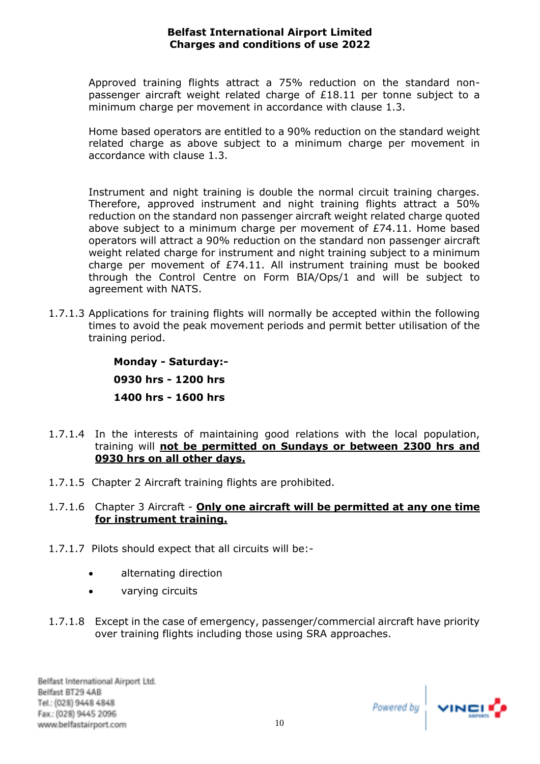Approved training flights attract a 75% reduction on the standard non-passenger aircraft weight related charge of £18.11 per tonne subject to a minimum charge per movement in accordance with clause 1.3.

Home based operators are entitled to a 90% reduction on the standard weight related charge as above subject to a minimum charge per movement in accordance with clause 1.3.

Instrument and night training is double the normal circuit training charges. Therefore, approved instrument and night training flights attract a 50% reduction on the standard non passenger aircraft weight related charge quoted above subject to a minimum charge per movement of £74.11. Home based operators will attract a 90% reduction on the standard non passenger aircraft weight related charge for instrument and night training subject to a minimum charge per movement of £74.11. All instrument training must be booked through the Control Centre on Form BIA/Ops/1 and will be subject to agreement with NATS.

1.7.1.3 Applications for training flights will normally be accepted within the following times to avoid the peak movement periods and permit better utilisation of the training period.

**Monday - Saturday:-**

**0930 hrs - 1200 hrs**

**1400 hrs - 1600 hrs**

1.7.1.4 In the interests of maintaining good relations with the local population, training will **not be permitted on Sundays or between 2300 hrs and 0930 hrs on all other days.**

1.7.1.5 Chapter 2 Aircraft training flights are prohibited.

1.7.1.6 Chapter 3 Aircraft - **Only one aircraft will be permitted at any one time for instrument training.**

1.7.1.7 Pilots should expect that all circuits will be:-

- alternating direction
- varying circuits

1.7.1.8 Except in the case of emergency, passenger/commercial aircraft have priority over training flights including those using SRA approaches.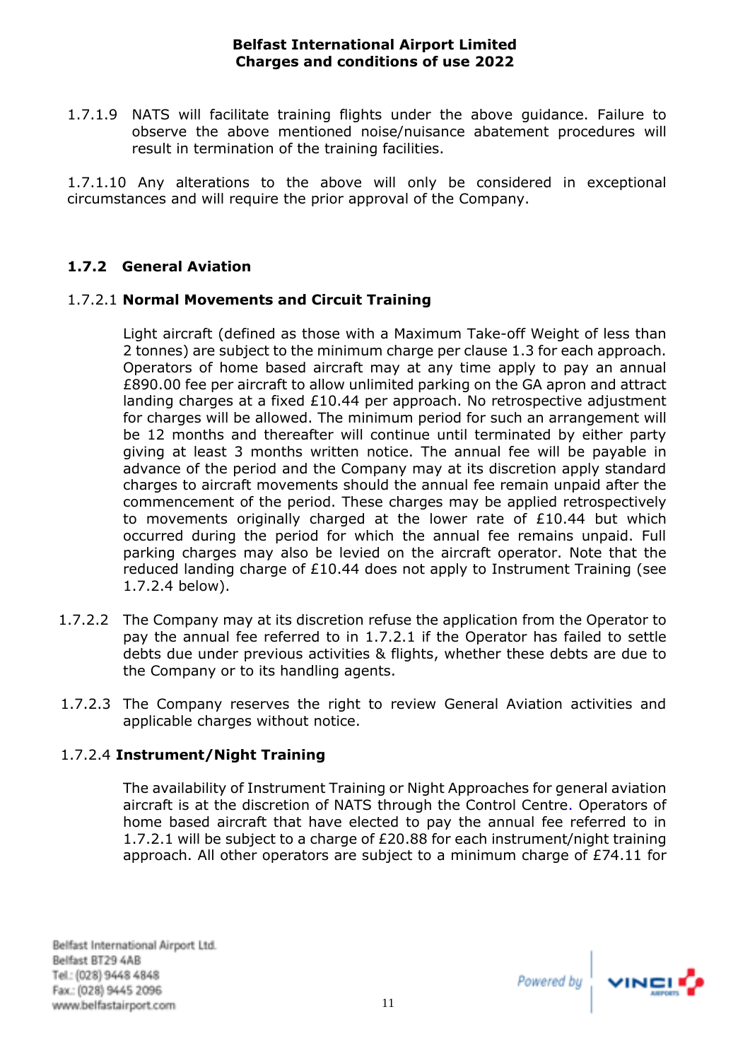1.7.1.9 NATS will facilitate training flights under the above guidance. Failure to observe the above mentioned noise/nuisance abatement procedures will result in termination of the training facilities.

1.7.1.10 Any alterations to the above will only be considered in exceptional circumstances and will require the prior approval of the Company.

### 1.7.2 General Aviation

1.7.2.1 **Normal Movements and Circuit Training**

Light aircraft (defined as those with a Maximum Take-off Weight of less than 2 tonnes) are subject to the minimum charge per clause 1.3 for each approach. Operators of home based aircraft may at any time apply to pay an annual £890.00 fee per aircraft to allow unlimited parking on the GA apron and attract landing charges at a fixed £10.44 per approach. No retrospective adjustment for charges will be allowed. The minimum period for such an arrangement will be 12 months and thereafter will continue until terminated by either party giving at least 3 months written notice. The annual fee will be payable in advance of the period and the Company may at its discretion apply standard charges to aircraft movements should the annual fee remain unpaid after the commencement of the period. These charges may be applied retrospectively to movements originally charged at the lower rate of £10.44 but which occurred during the period for which the annual fee remains unpaid. Full parking charges may also be levied on the aircraft operator. Note that the reduced landing charge of £10.44 does not apply to Instrument Training (see 1.7.2.4 below).

1.7.2.2 The Company may at its discretion refuse the application from the Operator to pay the annual fee referred to in 1.7.2.1 if the Operator has failed to settle debts due under previous activities & flights, whether these debts are due to the Company or to its handling agents.

1.7.2.3 The Company reserves the right to review General Aviation activities and applicable charges without notice.

1.7.2.4 **Instrument/Night Training**

The availability of Instrument Training or Night Approaches for general aviation aircraft is at the discretion of NATS through the Control Centre. Operators of home based aircraft that have elected to pay the annual fee referred to in 1.7.2.1 will be subject to a charge of £20.88 for each instrument/night training approach. All other operators are subject to a minimum charge of £74.11 for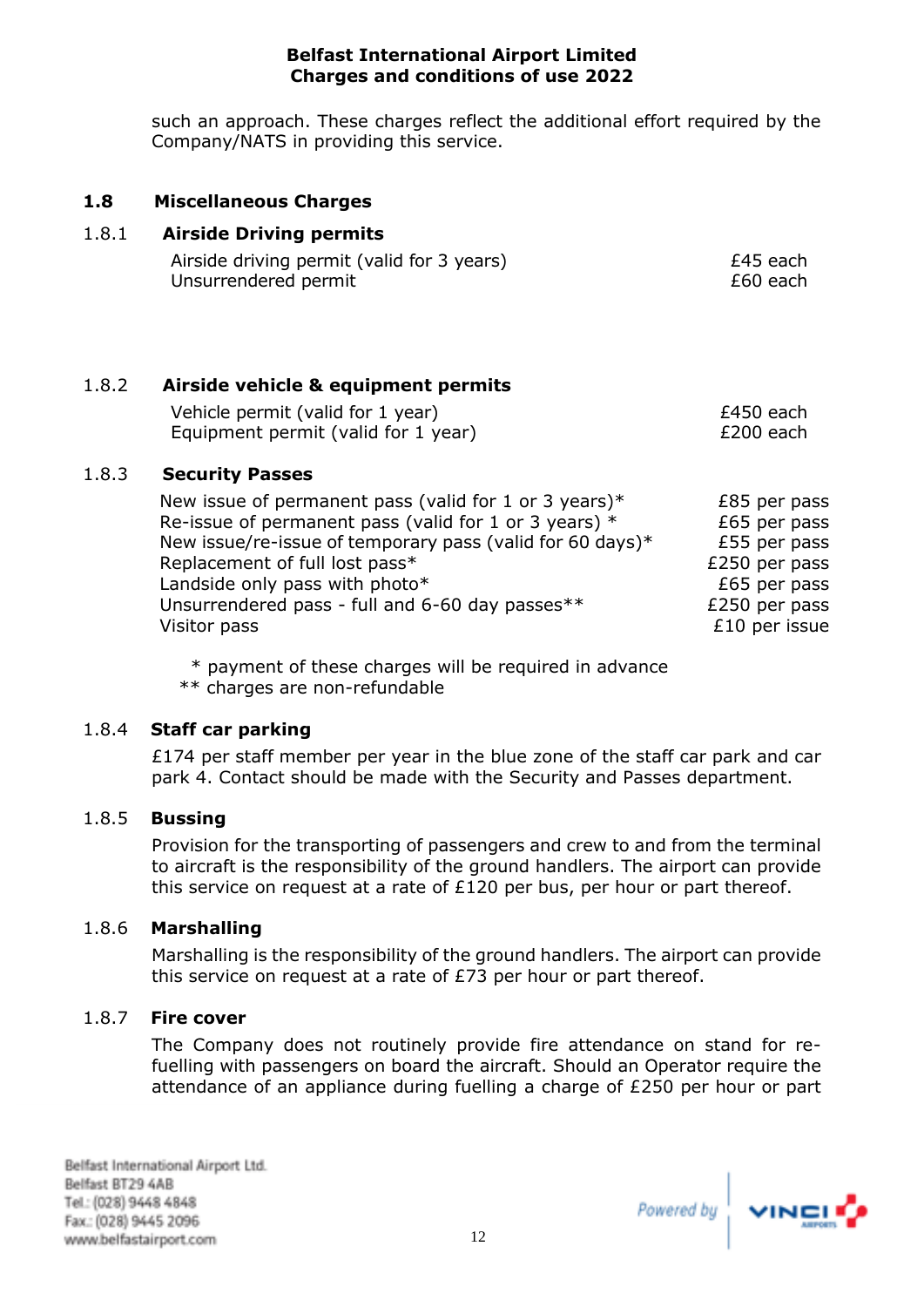such an approach. These charges reflect the additional effort required by the Company/NATS in providing this service.

## 1.8 Miscellaneous Charges

### 1.8.1 Airside Driving permits

| | |
|---|---|
| Airside driving permit (valid for 3 years) | £45 each |
| Unsurrendered permit | £60 each |

### 1.8.2 Airside vehicle & equipment permits

| | |
|---|---|
| Vehicle permit (valid for 1 year) | £450 each |
| Equipment permit (valid for 1 year) | £200 each |

### 1.8.3 Security Passes

| | |
|---|---|
| New issue of permanent pass (valid for 1 or 3 years)* | £85 per pass |
| Re-issue of permanent pass (valid for 1 or 3 years) * | £65 per pass |
| New issue/re-issue of temporary pass (valid for 60 days)* | £55 per pass |
| Replacement of full lost pass* | £250 per pass |
| Landside only pass with photo* | £65 per pass |
| Unsurrendered pass - full and 6-60 day passes** | £250 per pass |
| Visitor pass | £10 per issue |

\* payment of these charges will be required in advance

** charges are non-refundable

### 1.8.4 Staff car parking

£174 per staff member per year in the blue zone of the staff car park and car park 4. Contact should be made with the Security and Passes department.

### 1.8.5 Bussing

Provision for the transporting of passengers and crew to and from the terminal to aircraft is the responsibility of the ground handlers. The airport can provide this service on request at a rate of £120 per bus, per hour or part thereof.

### 1.8.6 Marshalling

Marshalling is the responsibility of the ground handlers. The airport can provide this service on request at a rate of £73 per hour or part thereof.

### 1.8.7 Fire cover

The Company does not routinely provide fire attendance on stand for re-fuelling with passengers on board the aircraft. Should an Operator require the attendance of an appliance during fuelling a charge of £250 per hour or part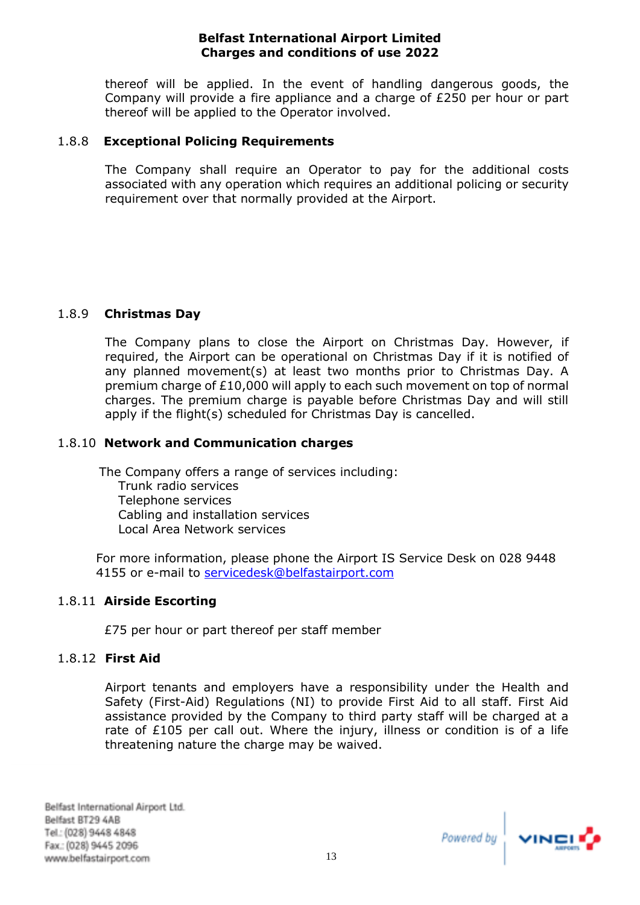thereof will be applied. In the event of handling dangerous goods, the Company will provide a fire appliance and a charge of £250 per hour or part thereof will be applied to the Operator involved.

### 1.8.8 Exceptional Policing Requirements

The Company shall require an Operator to pay for the additional costs associated with any operation which requires an additional policing or security requirement over that normally provided at the Airport.

### 1.8.9 Christmas Day

The Company plans to close the Airport on Christmas Day. However, if required, the Airport can be operational on Christmas Day if it is notified of any planned movement(s) at least two months prior to Christmas Day. A premium charge of £10,000 will apply to each such movement on top of normal charges. The premium charge is payable before Christmas Day and will still apply if the flight(s) scheduled for Christmas Day is cancelled.

### 1.8.10 Network and Communication charges

The Company offers a range of services including:

- Trunk radio services
- Telephone services
- Cabling and installation services
- Local Area Network services

For more information, please phone the Airport IS Service Desk on 028 9448 4155 or e-mail to servicedesk@belfastairport.com

### 1.8.11 Airside Escorting

£75 per hour or part thereof per staff member

### 1.8.12 First Aid

Airport tenants and employers have a responsibility under the Health and Safety (First-Aid) Regulations (NI) to provide First Aid to all staff. First Aid assistance provided by the Company to third party staff will be charged at a rate of £105 per call out. Where the injury, illness or condition is of a life threatening nature the charge may be waived.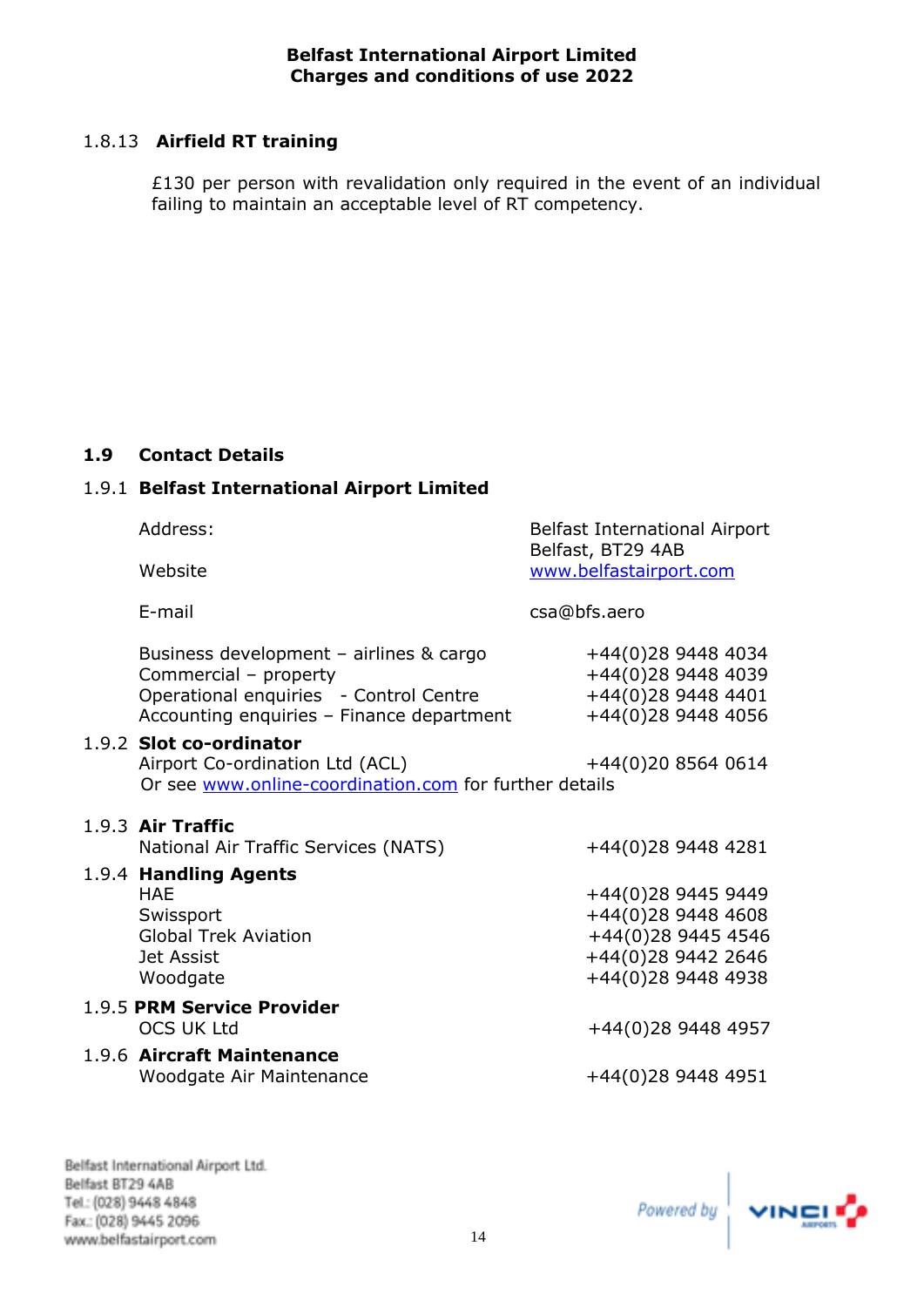### 1.8.13 Airfield RT training

£130 per person with revalidation only required in the event of an individual failing to maintain an acceptable level of RT competency.

## 1.9 Contact Details

### 1.9.1 Belfast International Airport Limited

| | |
|---|---|
| Address: | Belfast International Airport<br>Belfast, BT29 4AB |
| Website | www.belfastairport.com |
| E-mail | csa@bfs.aero |
| Business development – airlines & cargo | +44(0)28 9448 4034 |
| Commercial – property | +44(0)28 9448 4039 |
| Operational enquiries - Control Centre | +44(0)28 9448 4401 |
| Accounting enquiries – Finance department | +44(0)28 9448 4056 |

### 1.9.2 Slot co-ordinator

Airport Co-ordination Ltd (ACL) +44(0)20 8564 0614

Or see www.online-coordination.com for further details

### 1.9.3 Air Traffic

National Air Traffic Services (NATS) +44(0)28 9448 4281

### 1.9.4 Handling Agents

| | |
|---|---|
| HAE | +44(0)28 9445 9449 |
| Swissport | +44(0)28 9448 4608 |
| Global Trek Aviation | +44(0)28 9445 4546 |
| Jet Assist | +44(0)28 9442 2646 |
| Woodgate | +44(0)28 9448 4938 |

### 1.9.5 PRM Service Provider

OCS UK Ltd +44(0)28 9448 4957

### 1.9.6 Aircraft Maintenance

Woodgate Air Maintenance +44(0)28 9448 4951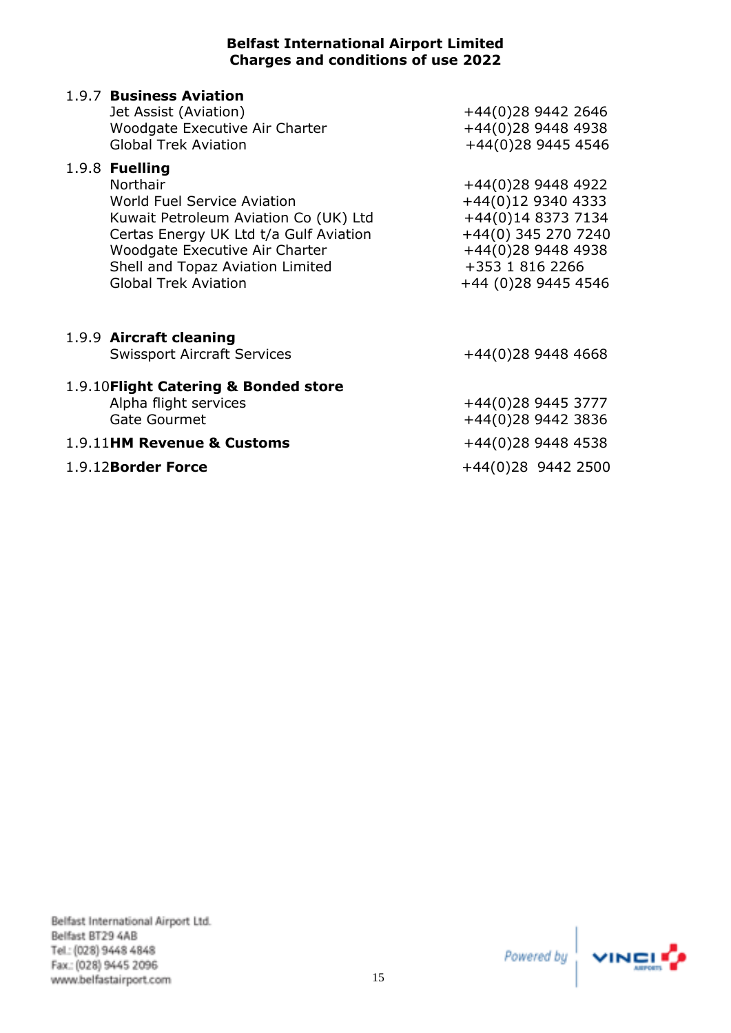1.9.7 **Business Aviation**

| | |
|---|---|
| Jet Assist (Aviation) | +44(0)28 9442 2646 |
| Woodgate Executive Air Charter | +44(0)28 9448 4938 |
| Global Trek Aviation | +44(0)28 9445 4546 |

1.9.8 **Fuelling**

| | |
|---|---|
| Northair | +44(0)28 9448 4922 |
| World Fuel Service Aviation | +44(0)12 9340 4333 |
| Kuwait Petroleum Aviation Co (UK) Ltd | +44(0)14 8373 7134 |
| Certas Energy UK Ltd t/a Gulf Aviation | +44(0) 345 270 7240 |
| Woodgate Executive Air Charter | +44(0)28 9448 4938 |
| Shell and Topaz Aviation Limited | +353 1 816 2266 |
| Global Trek Aviation | +44 (0)28 9445 4546 |

1.9.9 **Aircraft cleaning**

| | |
|---|---|
| Swissport Aircraft Services | +44(0)28 9448 4668 |

1.9.10 **Flight Catering & Bonded store**

| | |
|---|---|
| Alpha flight services | +44(0)28 9445 3777 |
| Gate Gourmet | +44(0)28 9442 3836 |

1.9.11 **HM Revenue & Customs** +44(0)28 9448 4538

1.9.12 **Border Force** +44(0)28 9442 2500

Belfast International Airport Ltd.
Belfast BT29 4AB
Tel.: (028) 9448 4848
Fax.: (028) 9445 2096
www.belfastairport.com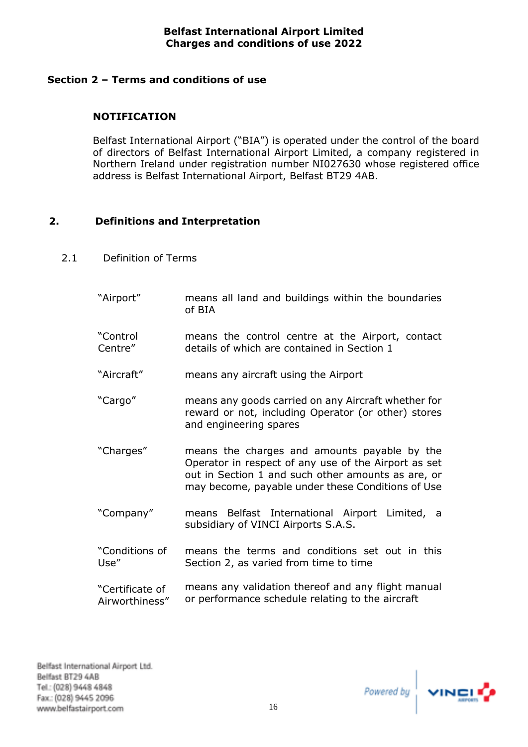## Section 2 – Terms and conditions of use

### NOTIFICATION

Belfast International Airport ("BIA") is operated under the control of the board of directors of Belfast International Airport Limited, a company registered in Northern Ireland under registration number NI027630 whose registered office address is Belfast International Airport, Belfast BT29 4AB.

## 2. Definitions and Interpretation

### 2.1 Definition of Terms

| | |
|---|---|
| "Airport" | means all land and buildings within the boundaries of BIA |
| "Control Centre" | means the control centre at the Airport, contact details of which are contained in Section 1 |
| "Aircraft" | means any aircraft using the Airport |
| "Cargo" | means any goods carried on any Aircraft whether for reward or not, including Operator (or other) stores and engineering spares |
| "Charges" | means the charges and amounts payable by the Operator in respect of any use of the Airport as set out in Section 1 and such other amounts as are, or may become, payable under these Conditions of Use |
| "Company" | means Belfast International Airport Limited, a subsidiary of VINCI Airports S.A.S. |
| "Conditions of Use" | means the terms and conditions set out in this Section 2, as varied from time to time |
| "Certificate of Airworthiness" | means any validation thereof and any flight manual or performance schedule relating to the aircraft |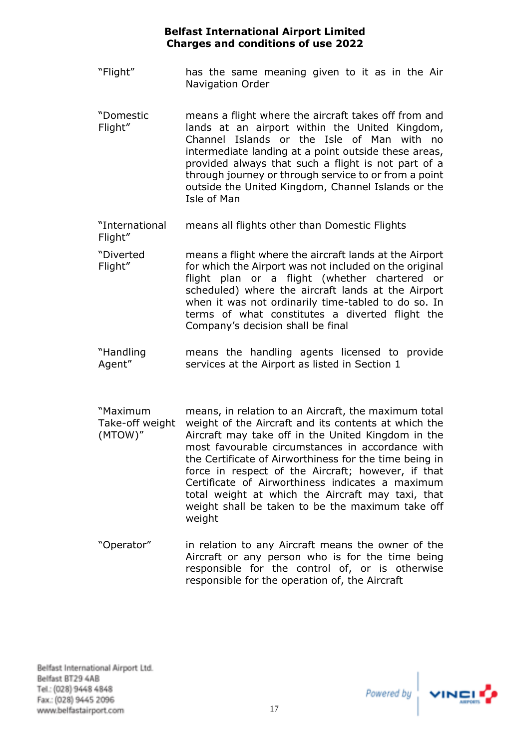| | |
|---|---|
| "Flight" | has the same meaning given to it as in the Air Navigation Order |
| "Domestic Flight" | means a flight where the aircraft takes off from and lands at an airport within the United Kingdom, Channel Islands or the Isle of Man with no intermediate landing at a point outside these areas, provided always that such a flight is not part of a through journey or through service to or from a point outside the United Kingdom, Channel Islands or the Isle of Man |
| "International Flight" | means all flights other than Domestic Flights |
| "Diverted Flight" | means a flight where the aircraft lands at the Airport for which the Airport was not included on the original flight plan or a flight (whether chartered or scheduled) where the aircraft lands at the Airport when it was not ordinarily time-tabled to do so. In terms of what constitutes a diverted flight the Company's decision shall be final |
| "Handling Agent" | means the handling agents licensed to provide services at the Airport as listed in Section 1 |
| "Maximum Take-off weight (MTOW)" | means, in relation to an Aircraft, the maximum total weight of the Aircraft and its contents at which the Aircraft may take off in the United Kingdom in the most favourable circumstances in accordance with the Certificate of Airworthiness for the time being in force in respect of the Aircraft; however, if that Certificate of Airworthiness indicates a maximum total weight at which the Aircraft may taxi, that weight shall be taken to be the maximum take off weight |
| "Operator" | in relation to any Aircraft means the owner of the Aircraft or any person who is for the time being responsible for the control of, or is otherwise responsible for the operation of, the Aircraft |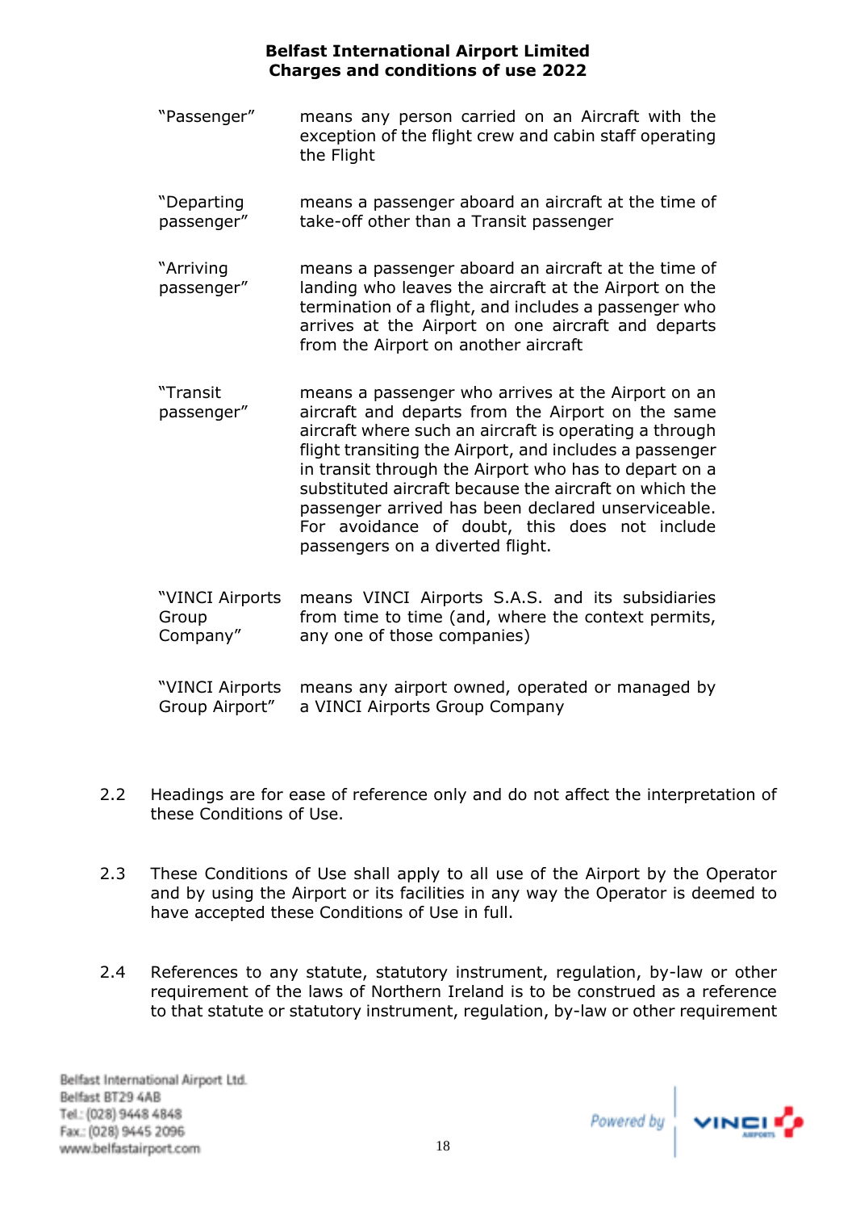| | |
|---|---|
| "Passenger" | means any person carried on an Aircraft with the exception of the flight crew and cabin staff operating the Flight |
| "Departing passenger" | means a passenger aboard an aircraft at the time of take-off other than a Transit passenger |
| "Arriving passenger" | means a passenger aboard an aircraft at the time of landing who leaves the aircraft at the Airport on the termination of a flight, and includes a passenger who arrives at the Airport on one aircraft and departs from the Airport on another aircraft |
| "Transit passenger" | means a passenger who arrives at the Airport on an aircraft and departs from the Airport on the same aircraft where such an aircraft is operating a through flight transiting the Airport, and includes a passenger in transit through the Airport who has to depart on a substituted aircraft because the aircraft on which the passenger arrived has been declared unserviceable. For avoidance of doubt, this does not include passengers on a diverted flight. |
| "VINCI Airports Group Company" | means VINCI Airports S.A.S. and its subsidiaries from time to time (and, where the context permits, any one of those companies) |
| "VINCI Airports Group Airport" | means any airport owned, operated or managed by a VINCI Airports Group Company |

2.2 Headings are for ease of reference only and do not affect the interpretation of these Conditions of Use.

2.3 These Conditions of Use shall apply to all use of the Airport by the Operator and by using the Airport or its facilities in any way the Operator is deemed to have accepted these Conditions of Use in full.

2.4 References to any statute, statutory instrument, regulation, by-law or other requirement of the laws of Northern Ireland is to be construed as a reference to that statute or statutory instrument, regulation, by-law or other requirement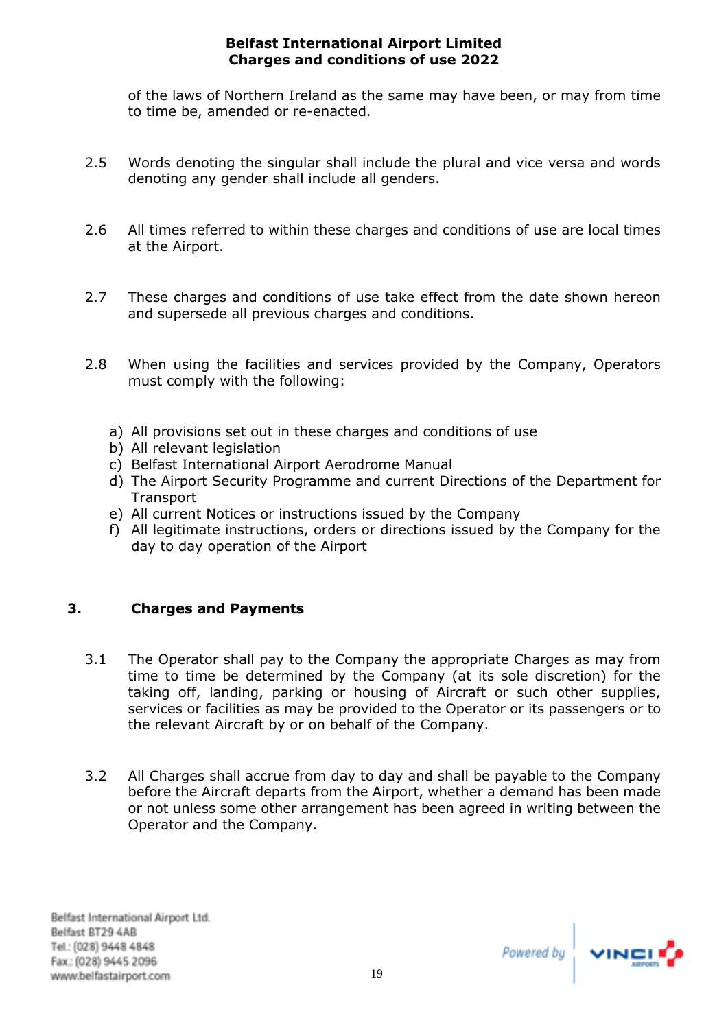of the laws of Northern Ireland as the same may have been, or may from time to time be, amended or re-enacted.

2.5 Words denoting the singular shall include the plural and vice versa and words denoting any gender shall include all genders.

2.6 All times referred to within these charges and conditions of use are local times at the Airport.

2.7 These charges and conditions of use take effect from the date shown hereon and supersede all previous charges and conditions.

2.8 When using the facilities and services provided by the Company, Operators must comply with the following:

a) All provisions set out in these charges and conditions of use
b) All relevant legislation
c) Belfast International Airport Aerodrome Manual
d) The Airport Security Programme and current Directions of the Department for Transport
e) All current Notices or instructions issued by the Company
f) All legitimate instructions, orders or directions issued by the Company for the day to day operation of the Airport

## 3. Charges and Payments

3.1 The Operator shall pay to the Company the appropriate Charges as may from time to time be determined by the Company (at its sole discretion) for the taking off, landing, parking or housing of Aircraft or such other supplies, services or facilities as may be provided to the Operator or its passengers or to the relevant Aircraft by or on behalf of the Company.

3.2 All Charges shall accrue from day to day and shall be payable to the Company before the Aircraft departs from the Airport, whether a demand has been made or not unless some other arrangement has been agreed in writing between the Operator and the Company.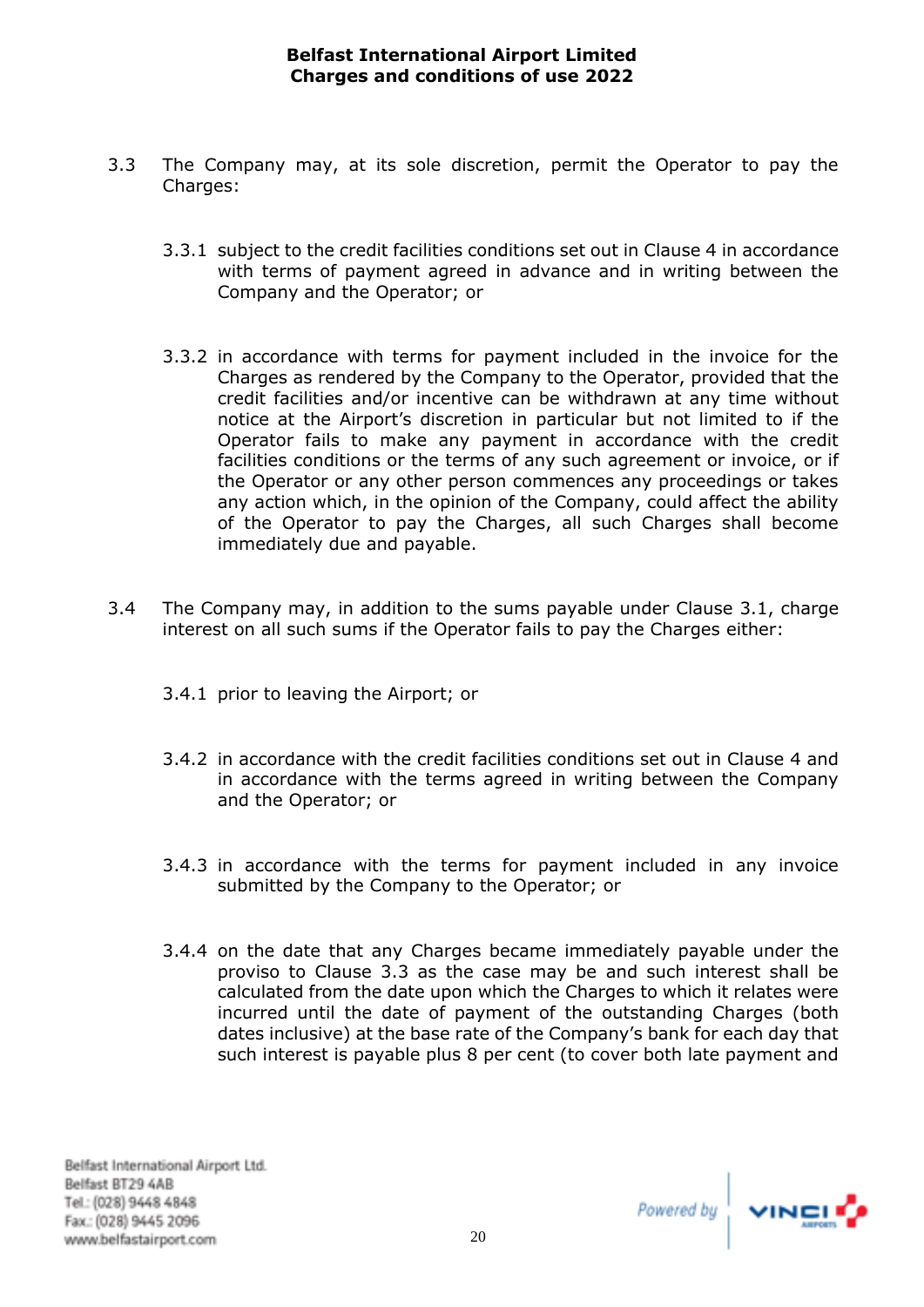3.3 The Company may, at its sole discretion, permit the Operator to pay the Charges:

3.3.1 subject to the credit facilities conditions set out in Clause 4 in accordance with terms of payment agreed in advance and in writing between the Company and the Operator; or

3.3.2 in accordance with terms for payment included in the invoice for the Charges as rendered by the Company to the Operator, provided that the credit facilities and/or incentive can be withdrawn at any time without notice at the Airport's discretion in particular but not limited to if the Operator fails to make any payment in accordance with the credit facilities conditions or the terms of any such agreement or invoice, or if the Operator or any other person commences any proceedings or takes any action which, in the opinion of the Company, could affect the ability of the Operator to pay the Charges, all such Charges shall become immediately due and payable.

3.4 The Company may, in addition to the sums payable under Clause 3.1, charge interest on all such sums if the Operator fails to pay the Charges either:

3.4.1 prior to leaving the Airport; or

3.4.2 in accordance with the credit facilities conditions set out in Clause 4 and in accordance with the terms agreed in writing between the Company and the Operator; or

3.4.3 in accordance with the terms for payment included in any invoice submitted by the Company to the Operator; or

3.4.4 on the date that any Charges became immediately payable under the proviso to Clause 3.3 as the case may be and such interest shall be calculated from the date upon which the Charges to which it relates were incurred until the date of payment of the outstanding Charges (both dates inclusive) at the base rate of the Company's bank for each day that such interest is payable plus 8 per cent (to cover both late payment and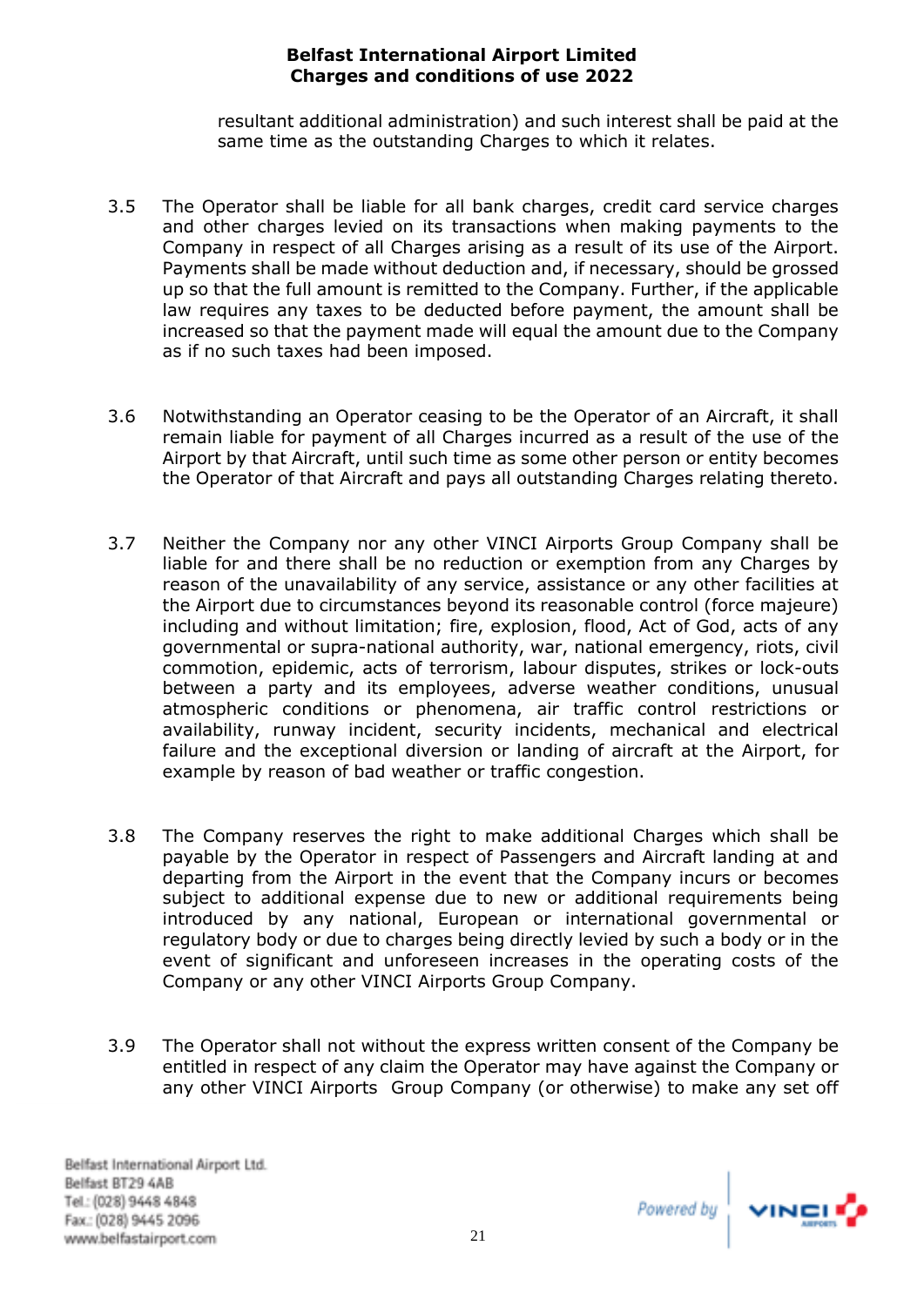resultant additional administration) and such interest shall be paid at the same time as the outstanding Charges to which it relates.

3.5 The Operator shall be liable for all bank charges, credit card service charges and other charges levied on its transactions when making payments to the Company in respect of all Charges arising as a result of its use of the Airport. Payments shall be made without deduction and, if necessary, should be grossed up so that the full amount is remitted to the Company. Further, if the applicable law requires any taxes to be deducted before payment, the amount shall be increased so that the payment made will equal the amount due to the Company as if no such taxes had been imposed.

3.6 Notwithstanding an Operator ceasing to be the Operator of an Aircraft, it shall remain liable for payment of all Charges incurred as a result of the use of the Airport by that Aircraft, until such time as some other person or entity becomes the Operator of that Aircraft and pays all outstanding Charges relating thereto.

3.7 Neither the Company nor any other VINCI Airports Group Company shall be liable for and there shall be no reduction or exemption from any Charges by reason of the unavailability of any service, assistance or any other facilities at the Airport due to circumstances beyond its reasonable control (force majeure) including and without limitation; fire, explosion, flood, Act of God, acts of any governmental or supra-national authority, war, national emergency, riots, civil commotion, epidemic, acts of terrorism, labour disputes, strikes or lock-outs between a party and its employees, adverse weather conditions, unusual atmospheric conditions or phenomena, air traffic control restrictions or availability, runway incident, security incidents, mechanical and electrical failure and the exceptional diversion or landing of aircraft at the Airport, for example by reason of bad weather or traffic congestion.

3.8 The Company reserves the right to make additional Charges which shall be payable by the Operator in respect of Passengers and Aircraft landing at and departing from the Airport in the event that the Company incurs or becomes subject to additional expense due to new or additional requirements being introduced by any national, European or international governmental or regulatory body or due to charges being directly levied by such a body or in the event of significant and unforeseen increases in the operating costs of the Company or any other VINCI Airports Group Company.

3.9 The Operator shall not without the express written consent of the Company be entitled in respect of any claim the Operator may have against the Company or any other VINCI Airports Group Company (or otherwise) to make any set off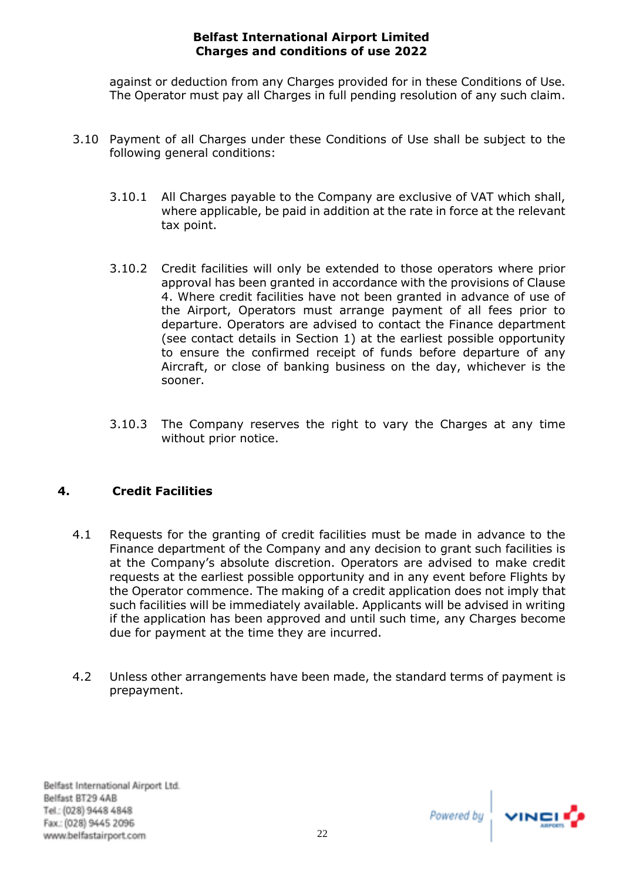against or deduction from any Charges provided for in these Conditions of Use. The Operator must pay all Charges in full pending resolution of any such claim.

3.10 Payment of all Charges under these Conditions of Use shall be subject to the following general conditions:

3.10.1 All Charges payable to the Company are exclusive of VAT which shall, where applicable, be paid in addition at the rate in force at the relevant tax point.

3.10.2 Credit facilities will only be extended to those operators where prior approval has been granted in accordance with the provisions of Clause 4. Where credit facilities have not been granted in advance of use of the Airport, Operators must arrange payment of all fees prior to departure. Operators are advised to contact the Finance department (see contact details in Section 1) at the earliest possible opportunity to ensure the confirmed receipt of funds before departure of any Aircraft, or close of banking business on the day, whichever is the sooner.

3.10.3 The Company reserves the right to vary the Charges at any time without prior notice.

## 4. Credit Facilities

4.1 Requests for the granting of credit facilities must be made in advance to the Finance department of the Company and any decision to grant such facilities is at the Company's absolute discretion. Operators are advised to make credit requests at the earliest possible opportunity and in any event before Flights by the Operator commence. The making of a credit application does not imply that such facilities will be immediately available. Applicants will be advised in writing if the application has been approved and until such time, any Charges become due for payment at the time they are incurred.

4.2 Unless other arrangements have been made, the standard terms of payment is prepayment.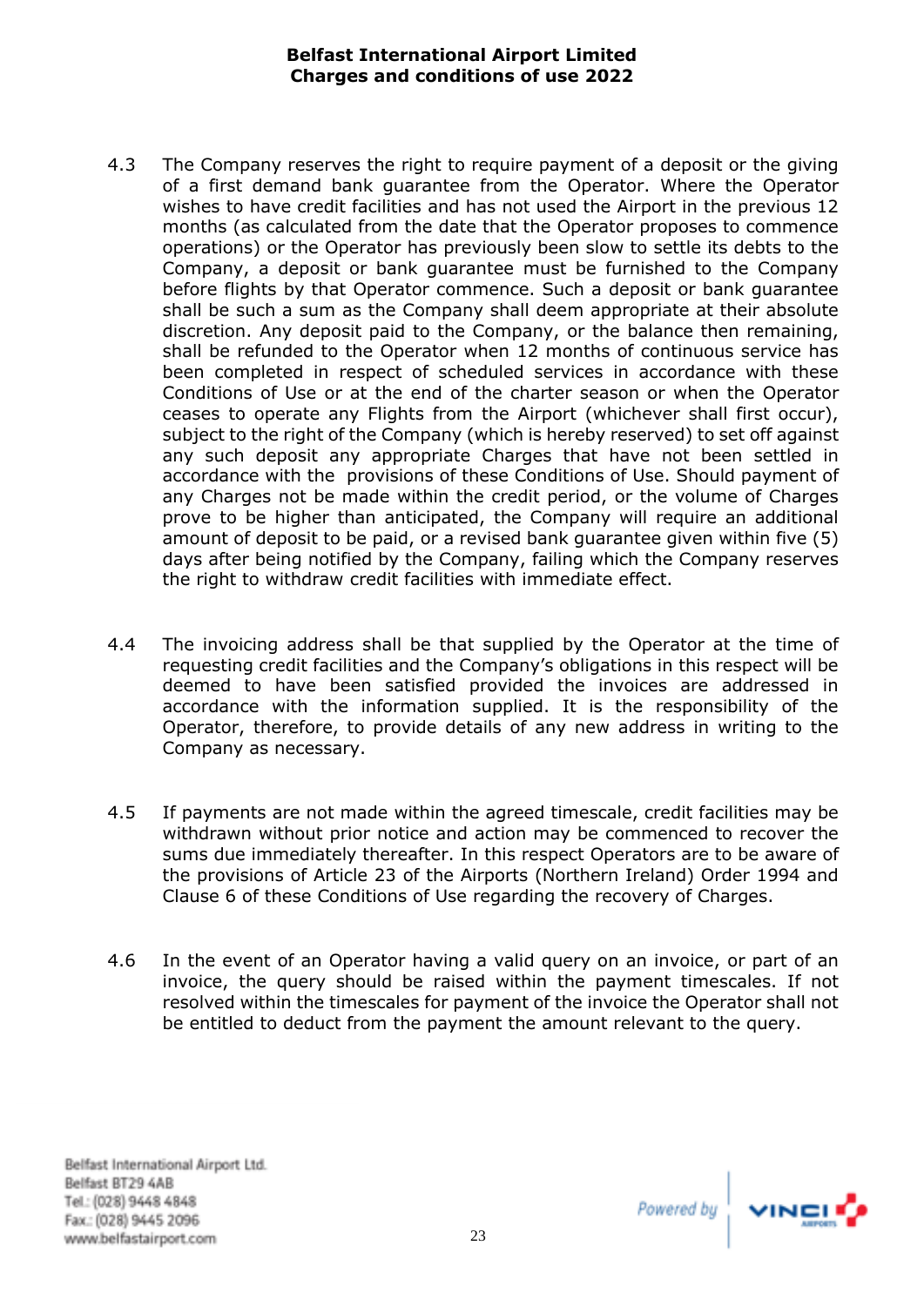4.3 The Company reserves the right to require payment of a deposit or the giving of a first demand bank guarantee from the Operator. Where the Operator wishes to have credit facilities and has not used the Airport in the previous 12 months (as calculated from the date that the Operator proposes to commence operations) or the Operator has previously been slow to settle its debts to the Company, a deposit or bank guarantee must be furnished to the Company before flights by that Operator commence. Such a deposit or bank guarantee shall be such a sum as the Company shall deem appropriate at their absolute discretion. Any deposit paid to the Company, or the balance then remaining, shall be refunded to the Operator when 12 months of continuous service has been completed in respect of scheduled services in accordance with these Conditions of Use or at the end of the charter season or when the Operator ceases to operate any Flights from the Airport (whichever shall first occur), subject to the right of the Company (which is hereby reserved) to set off against any such deposit any appropriate Charges that have not been settled in accordance with the provisions of these Conditions of Use. Should payment of any Charges not be made within the credit period, or the volume of Charges prove to be higher than anticipated, the Company will require an additional amount of deposit to be paid, or a revised bank guarantee given within five (5) days after being notified by the Company, failing which the Company reserves the right to withdraw credit facilities with immediate effect.

4.4 The invoicing address shall be that supplied by the Operator at the time of requesting credit facilities and the Company's obligations in this respect will be deemed to have been satisfied provided the invoices are addressed in accordance with the information supplied. It is the responsibility of the Operator, therefore, to provide details of any new address in writing to the Company as necessary.

4.5 If payments are not made within the agreed timescale, credit facilities may be withdrawn without prior notice and action may be commenced to recover the sums due immediately thereafter. In this respect Operators are to be aware of the provisions of Article 23 of the Airports (Northern Ireland) Order 1994 and Clause 6 of these Conditions of Use regarding the recovery of Charges.

4.6 In the event of an Operator having a valid query on an invoice, or part of an invoice, the query should be raised within the payment timescales. If not resolved within the timescales for payment of the invoice the Operator shall not be entitled to deduct from the payment the amount relevant to the query.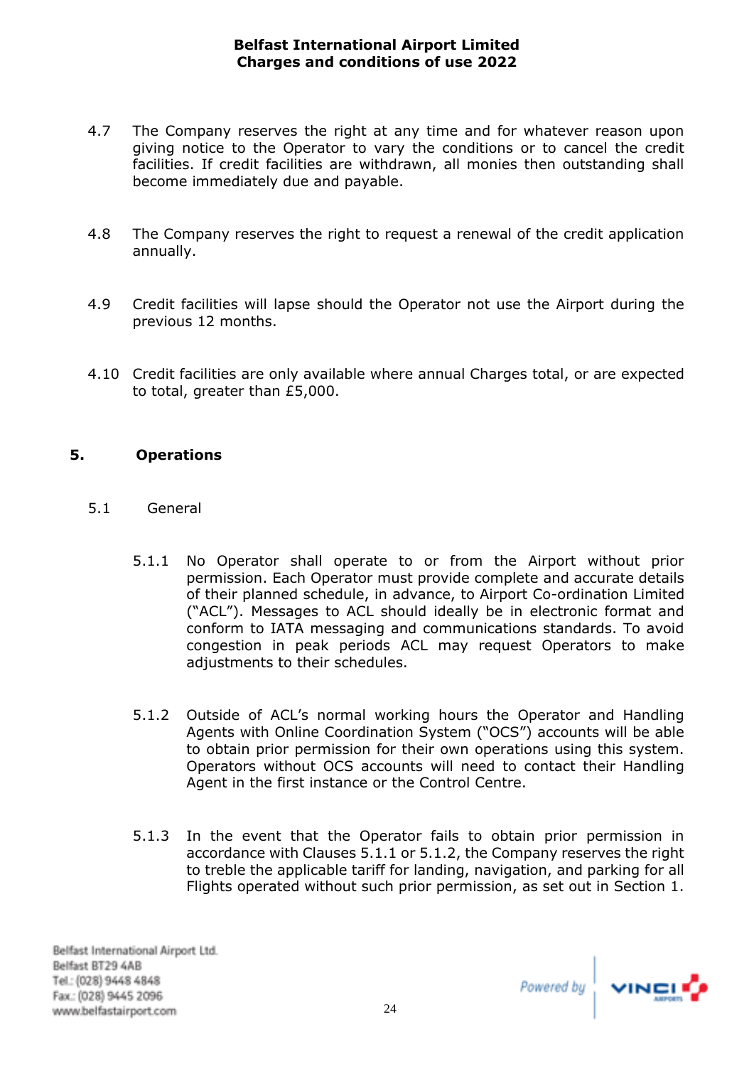4.7 The Company reserves the right at any time and for whatever reason upon giving notice to the Operator to vary the conditions or to cancel the credit facilities. If credit facilities are withdrawn, all monies then outstanding shall become immediately due and payable.

4.8 The Company reserves the right to request a renewal of the credit application annually.

4.9 Credit facilities will lapse should the Operator not use the Airport during the previous 12 months.

4.10 Credit facilities are only available where annual Charges total, or are expected to total, greater than £5,000.

## 5. Operations

### 5.1 General

5.1.1 No Operator shall operate to or from the Airport without prior permission. Each Operator must provide complete and accurate details of their planned schedule, in advance, to Airport Co-ordination Limited ("ACL"). Messages to ACL should ideally be in electronic format and conform to IATA messaging and communications standards. To avoid congestion in peak periods ACL may request Operators to make adjustments to their schedules.

5.1.2 Outside of ACL's normal working hours the Operator and Handling Agents with Online Coordination System ("OCS") accounts will be able to obtain prior permission for their own operations using this system. Operators without OCS accounts will need to contact their Handling Agent in the first instance or the Control Centre.

5.1.3 In the event that the Operator fails to obtain prior permission in accordance with Clauses 5.1.1 or 5.1.2, the Company reserves the right to treble the applicable tariff for landing, navigation, and parking for all Flights operated without such prior permission, as set out in Section 1.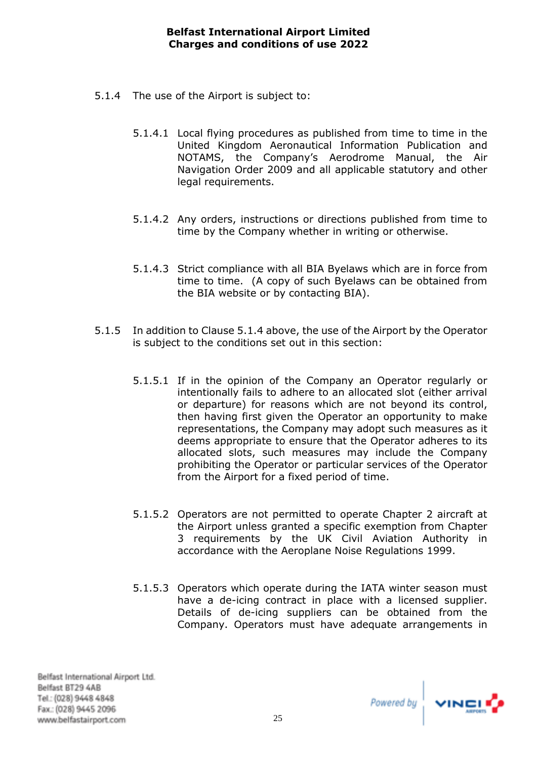5.1.4 The use of the Airport is subject to:

5.1.4.1 Local flying procedures as published from time to time in the United Kingdom Aeronautical Information Publication and NOTAMS, the Company's Aerodrome Manual, the Air Navigation Order 2009 and all applicable statutory and other legal requirements.

5.1.4.2 Any orders, instructions or directions published from time to time by the Company whether in writing or otherwise.

5.1.4.3 Strict compliance with all BIA Byelaws which are in force from time to time. (A copy of such Byelaws can be obtained from the BIA website or by contacting BIA).

5.1.5 In addition to Clause 5.1.4 above, the use of the Airport by the Operator is subject to the conditions set out in this section:

5.1.5.1 If in the opinion of the Company an Operator regularly or intentionally fails to adhere to an allocated slot (either arrival or departure) for reasons which are not beyond its control, then having first given the Operator an opportunity to make representations, the Company may adopt such measures as it deems appropriate to ensure that the Operator adheres to its allocated slots, such measures may include the Company prohibiting the Operator or particular services of the Operator from the Airport for a fixed period of time.

5.1.5.2 Operators are not permitted to operate Chapter 2 aircraft at the Airport unless granted a specific exemption from Chapter 3 requirements by the UK Civil Aviation Authority in accordance with the Aeroplane Noise Regulations 1999.

5.1.5.3 Operators which operate during the IATA winter season must have a de-icing contract in place with a licensed supplier. Details of de-icing suppliers can be obtained from the Company. Operators must have adequate arrangements in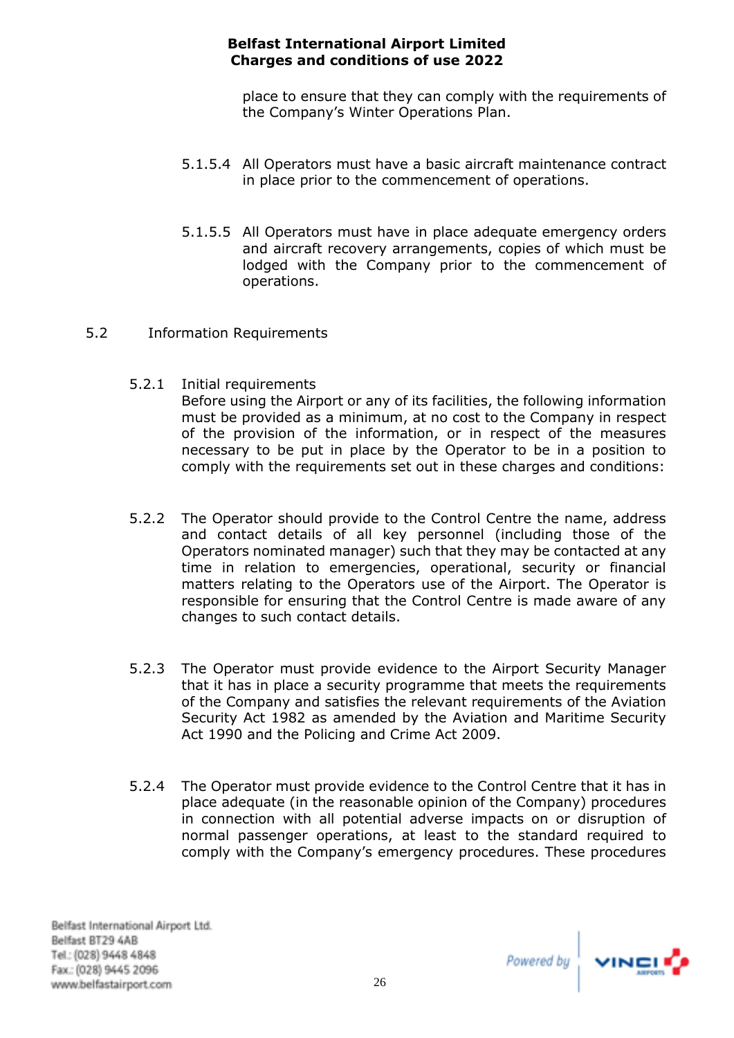place to ensure that they can comply with the requirements of the Company's Winter Operations Plan.

5.1.5.4 All Operators must have a basic aircraft maintenance contract in place prior to the commencement of operations.

5.1.5.5 All Operators must have in place adequate emergency orders and aircraft recovery arrangements, copies of which must be lodged with the Company prior to the commencement of operations.

## 5.2 Information Requirements

5.2.1 Initial requirements
Before using the Airport or any of its facilities, the following information must be provided as a minimum, at no cost to the Company in respect of the provision of the information, or in respect of the measures necessary to be put in place by the Operator to be in a position to comply with the requirements set out in these charges and conditions:

5.2.2 The Operator should provide to the Control Centre the name, address and contact details of all key personnel (including those of the Operators nominated manager) such that they may be contacted at any time in relation to emergencies, operational, security or financial matters relating to the Operators use of the Airport. The Operator is responsible for ensuring that the Control Centre is made aware of any changes to such contact details.

5.2.3 The Operator must provide evidence to the Airport Security Manager that it has in place a security programme that meets the requirements of the Company and satisfies the relevant requirements of the Aviation Security Act 1982 as amended by the Aviation and Maritime Security Act 1990 and the Policing and Crime Act 2009.

5.2.4 The Operator must provide evidence to the Control Centre that it has in place adequate (in the reasonable opinion of the Company) procedures in connection with all potential adverse impacts on or disruption of normal passenger operations, at least to the standard required to comply with the Company's emergency procedures. These procedures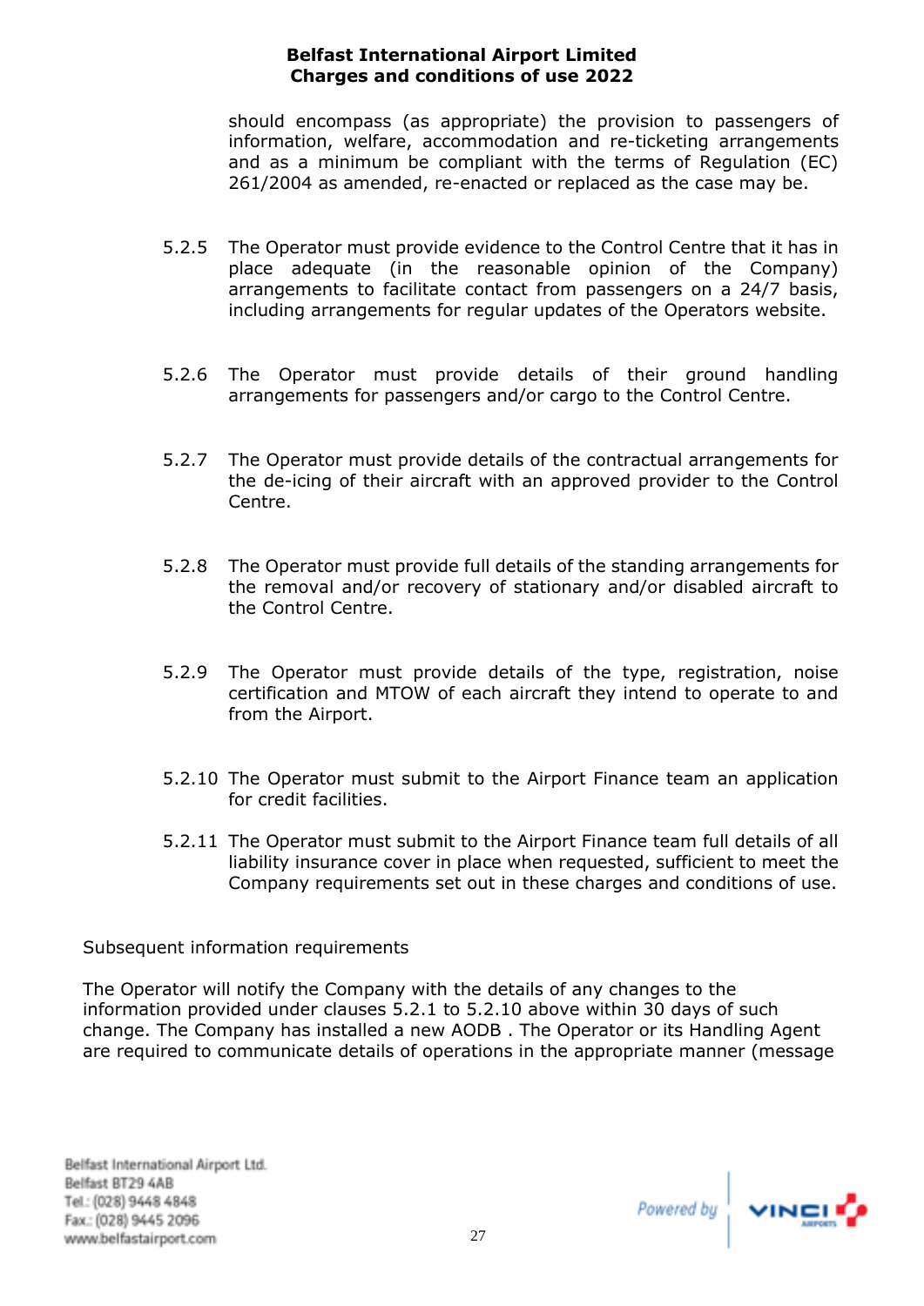should encompass (as appropriate) the provision to passengers of information, welfare, accommodation and re-ticketing arrangements and as a minimum be compliant with the terms of Regulation (EC) 261/2004 as amended, re-enacted or replaced as the case may be.

5.2.5 The Operator must provide evidence to the Control Centre that it has in place adequate (in the reasonable opinion of the Company) arrangements to facilitate contact from passengers on a 24/7 basis, including arrangements for regular updates of the Operators website.

5.2.6 The Operator must provide details of their ground handling arrangements for passengers and/or cargo to the Control Centre.

5.2.7 The Operator must provide details of the contractual arrangements for the de-icing of their aircraft with an approved provider to the Control Centre.

5.2.8 The Operator must provide full details of the standing arrangements for the removal and/or recovery of stationary and/or disabled aircraft to the Control Centre.

5.2.9 The Operator must provide details of the type, registration, noise certification and MTOW of each aircraft they intend to operate to and from the Airport.

5.2.10 The Operator must submit to the Airport Finance team an application for credit facilities.

5.2.11 The Operator must submit to the Airport Finance team full details of all liability insurance cover in place when requested, sufficient to meet the Company requirements set out in these charges and conditions of use.

Subsequent information requirements

The Operator will notify the Company with the details of any changes to the information provided under clauses 5.2.1 to 5.2.10 above within 30 days of such change. The Company has installed a new AODB . The Operator or its Handling Agent are required to communicate details of operations in the appropriate manner (message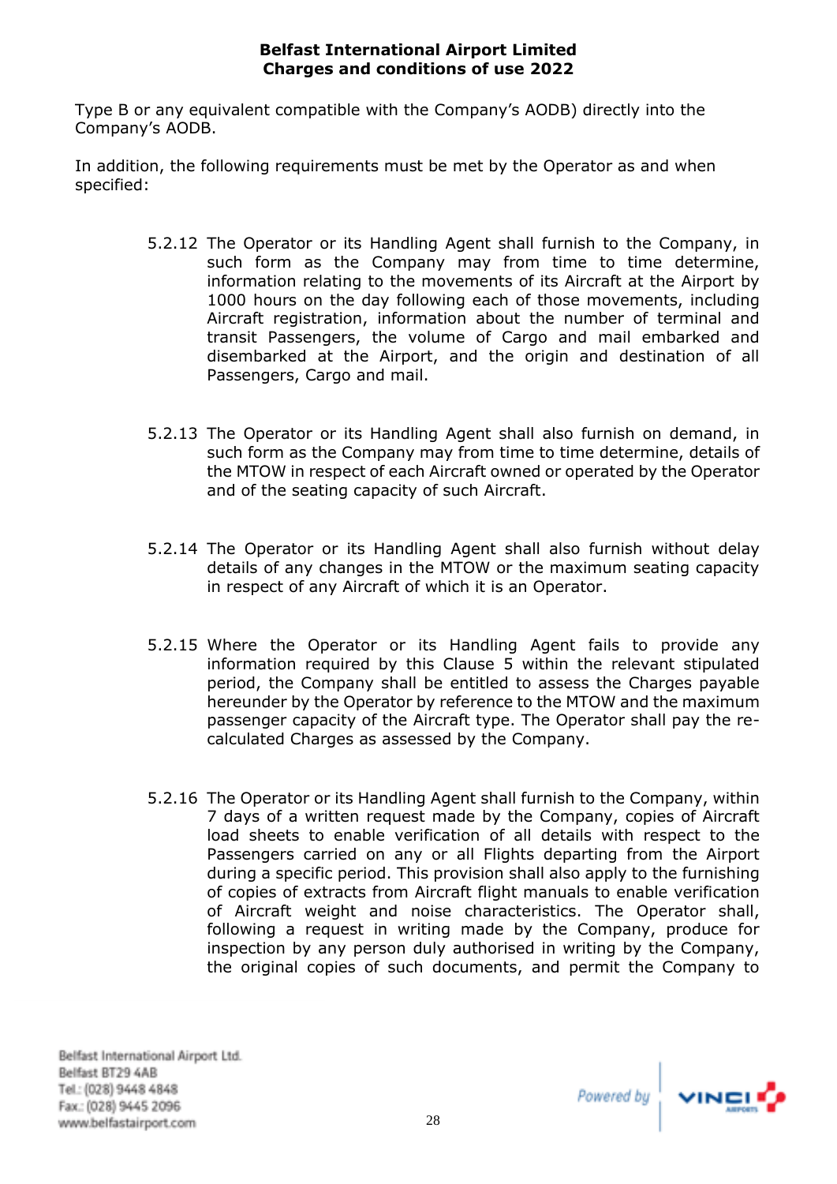Type B or any equivalent compatible with the Company's AODB) directly into the Company's AODB.

In addition, the following requirements must be met by the Operator as and when specified:

5.2.12 The Operator or its Handling Agent shall furnish to the Company, in such form as the Company may from time to time determine, information relating to the movements of its Aircraft at the Airport by 1000 hours on the day following each of those movements, including Aircraft registration, information about the number of terminal and transit Passengers, the volume of Cargo and mail embarked and disembarked at the Airport, and the origin and destination of all Passengers, Cargo and mail.

5.2.13 The Operator or its Handling Agent shall also furnish on demand, in such form as the Company may from time to time determine, details of the MTOW in respect of each Aircraft owned or operated by the Operator and of the seating capacity of such Aircraft.

5.2.14 The Operator or its Handling Agent shall also furnish without delay details of any changes in the MTOW or the maximum seating capacity in respect of any Aircraft of which it is an Operator.

5.2.15 Where the Operator or its Handling Agent fails to provide any information required by this Clause 5 within the relevant stipulated period, the Company shall be entitled to assess the Charges payable hereunder by the Operator by reference to the MTOW and the maximum passenger capacity of the Aircraft type. The Operator shall pay the re-calculated Charges as assessed by the Company.

5.2.16 The Operator or its Handling Agent shall furnish to the Company, within 7 days of a written request made by the Company, copies of Aircraft load sheets to enable verification of all details with respect to the Passengers carried on any or all Flights departing from the Airport during a specific period. This provision shall also apply to the furnishing of copies of extracts from Aircraft flight manuals to enable verification of Aircraft weight and noise characteristics. The Operator shall, following a request in writing made by the Company, produce for inspection by any person duly authorised in writing by the Company, the original copies of such documents, and permit the Company to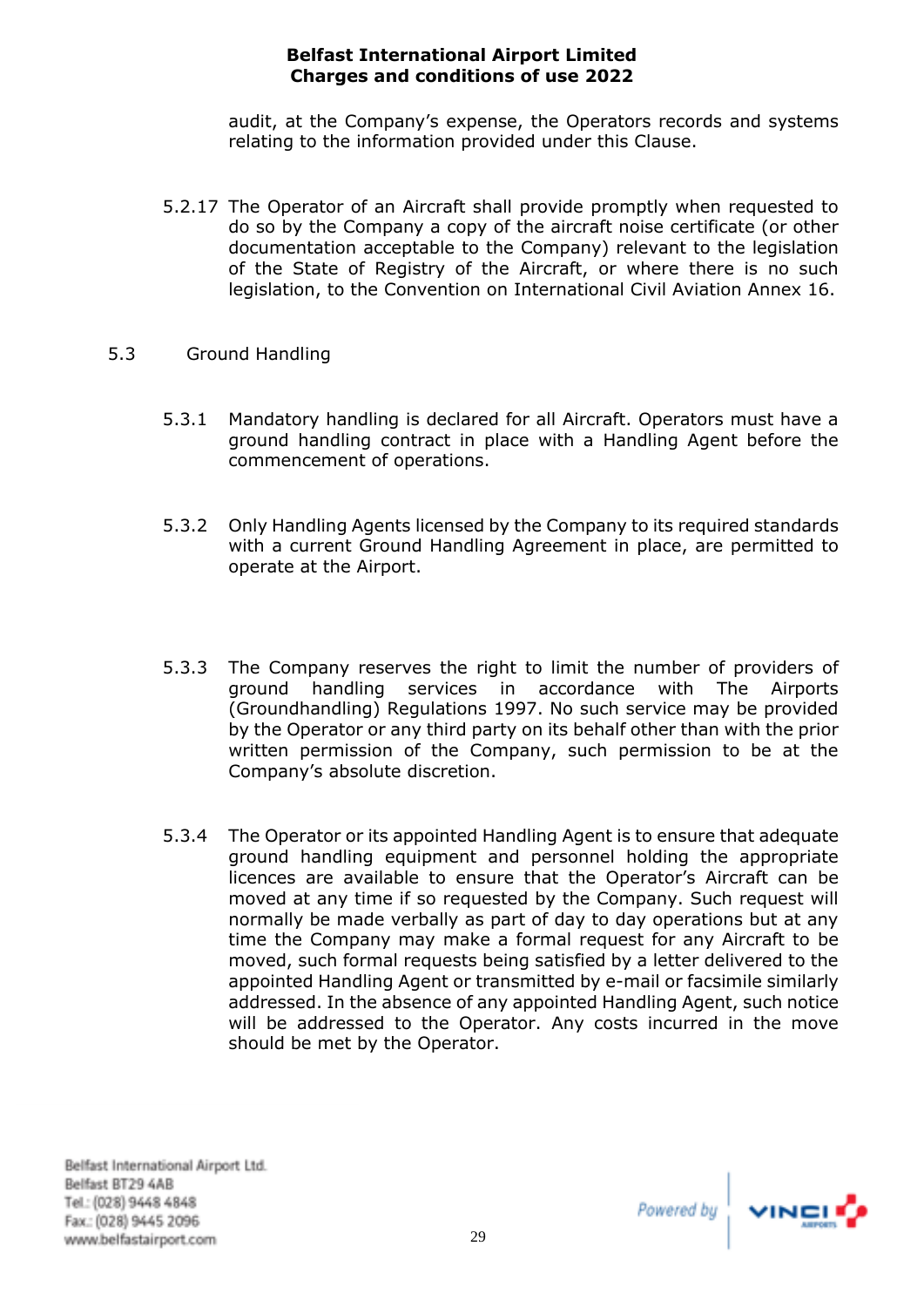audit, at the Company's expense, the Operators records and systems relating to the information provided under this Clause.

5.2.17 The Operator of an Aircraft shall provide promptly when requested to do so by the Company a copy of the aircraft noise certificate (or other documentation acceptable to the Company) relevant to the legislation of the State of Registry of the Aircraft, or where there is no such legislation, to the Convention on International Civil Aviation Annex 16.

## 5.3 Ground Handling

5.3.1 Mandatory handling is declared for all Aircraft. Operators must have a ground handling contract in place with a Handling Agent before the commencement of operations.

5.3.2 Only Handling Agents licensed by the Company to its required standards with a current Ground Handling Agreement in place, are permitted to operate at the Airport.

5.3.3 The Company reserves the right to limit the number of providers of ground handling services in accordance with The Airports (Groundhandling) Regulations 1997. No such service may be provided by the Operator or any third party on its behalf other than with the prior written permission of the Company, such permission to be at the Company's absolute discretion.

5.3.4 The Operator or its appointed Handling Agent is to ensure that adequate ground handling equipment and personnel holding the appropriate licences are available to ensure that the Operator's Aircraft can be moved at any time if so requested by the Company. Such request will normally be made verbally as part of day to day operations but at any time the Company may make a formal request for any Aircraft to be moved, such formal requests being satisfied by a letter delivered to the appointed Handling Agent or transmitted by e-mail or facsimile similarly addressed. In the absence of any appointed Handling Agent, such notice will be addressed to the Operator. Any costs incurred in the move should be met by the Operator.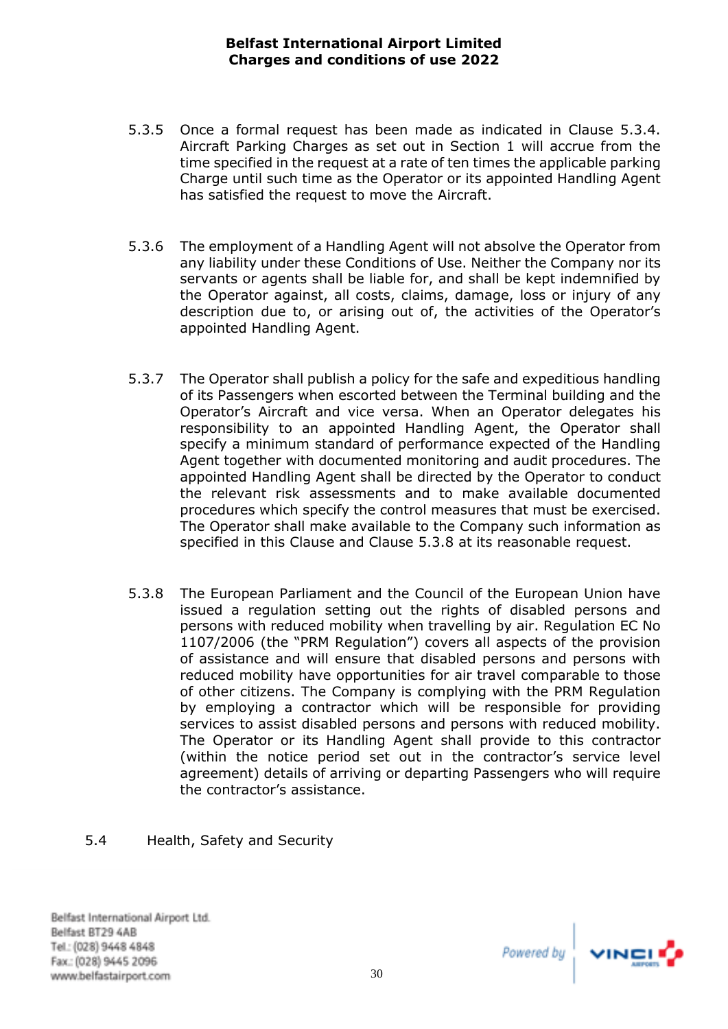5.3.5 Once a formal request has been made as indicated in Clause 5.3.4. Aircraft Parking Charges as set out in Section 1 will accrue from the time specified in the request at a rate of ten times the applicable parking Charge until such time as the Operator or its appointed Handling Agent has satisfied the request to move the Aircraft.

5.3.6 The employment of a Handling Agent will not absolve the Operator from any liability under these Conditions of Use. Neither the Company nor its servants or agents shall be liable for, and shall be kept indemnified by the Operator against, all costs, claims, damage, loss or injury of any description due to, or arising out of, the activities of the Operator's appointed Handling Agent.

5.3.7 The Operator shall publish a policy for the safe and expeditious handling of its Passengers when escorted between the Terminal building and the Operator's Aircraft and vice versa. When an Operator delegates his responsibility to an appointed Handling Agent, the Operator shall specify a minimum standard of performance expected of the Handling Agent together with documented monitoring and audit procedures. The appointed Handling Agent shall be directed by the Operator to conduct the relevant risk assessments and to make available documented procedures which specify the control measures that must be exercised. The Operator shall make available to the Company such information as specified in this Clause and Clause 5.3.8 at its reasonable request.

5.3.8 The European Parliament and the Council of the European Union have issued a regulation setting out the rights of disabled persons and persons with reduced mobility when travelling by air. Regulation EC No 1107/2006 (the "PRM Regulation") covers all aspects of the provision of assistance and will ensure that disabled persons and persons with reduced mobility have opportunities for air travel comparable to those of other citizens. The Company is complying with the PRM Regulation by employing a contractor which will be responsible for providing services to assist disabled persons and persons with reduced mobility. The Operator or its Handling Agent shall provide to this contractor (within the notice period set out in the contractor's service level agreement) details of arriving or departing Passengers who will require the contractor's assistance.

## 5.4 Health, Safety and Security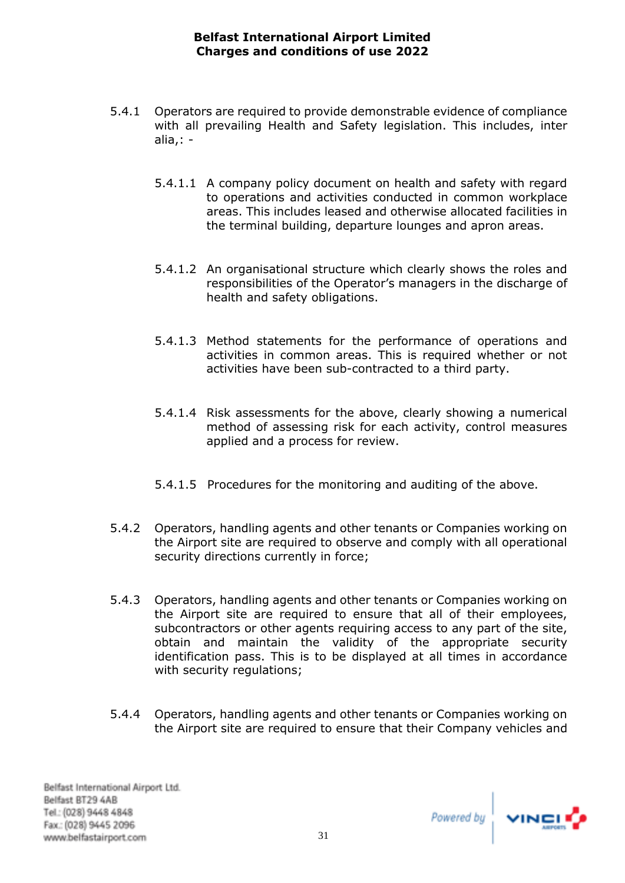5.4.1 Operators are required to provide demonstrable evidence of compliance with all prevailing Health and Safety legislation. This includes, inter alia,: -

- 5.4.1.1 A company policy document on health and safety with regard to operations and activities conducted in common workplace areas. This includes leased and otherwise allocated facilities in the terminal building, departure lounges and apron areas.

- 5.4.1.2 An organisational structure which clearly shows the roles and responsibilities of the Operator's managers in the discharge of health and safety obligations.

- 5.4.1.3 Method statements for the performance of operations and activities in common areas. This is required whether or not activities have been sub-contracted to a third party.

- 5.4.1.4 Risk assessments for the above, clearly showing a numerical method of assessing risk for each activity, control measures applied and a process for review.

- 5.4.1.5 Procedures for the monitoring and auditing of the above.

5.4.2 Operators, handling agents and other tenants or Companies working on the Airport site are required to observe and comply with all operational security directions currently in force;

5.4.3 Operators, handling agents and other tenants or Companies working on the Airport site are required to ensure that all of their employees, subcontractors or other agents requiring access to any part of the site, obtain and maintain the validity of the appropriate security identification pass. This is to be displayed at all times in accordance with security regulations;

5.4.4 Operators, handling agents and other tenants or Companies working on the Airport site are required to ensure that their Company vehicles and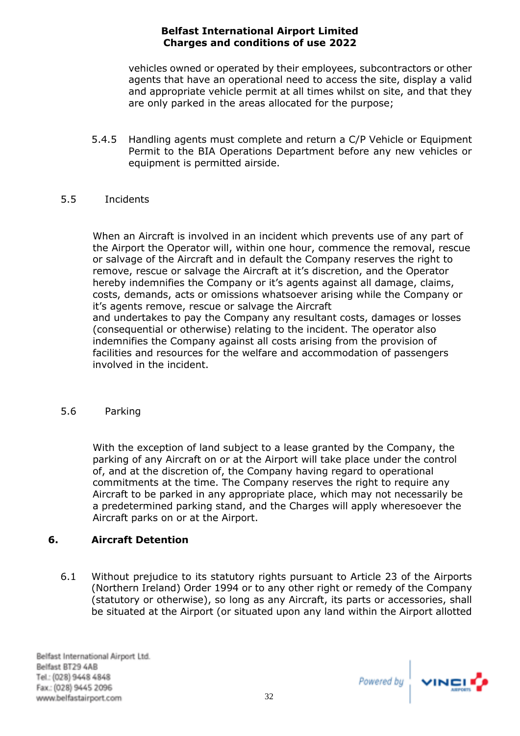vehicles owned or operated by their employees, subcontractors or other agents that have an operational need to access the site, display a valid and appropriate vehicle permit at all times whilst on site, and that they are only parked in the areas allocated for the purpose;

5.4.5 Handling agents must complete and return a C/P Vehicle or Equipment Permit to the BIA Operations Department before any new vehicles or equipment is permitted airside.

5.5 Incidents

When an Aircraft is involved in an incident which prevents use of any part of the Airport the Operator will, within one hour, commence the removal, rescue or salvage of the Aircraft and in default the Company reserves the right to remove, rescue or salvage the Aircraft at it's discretion, and the Operator hereby indemnifies the Company or it's agents against all damage, claims, costs, demands, acts or omissions whatsoever arising while the Company or it's agents remove, rescue or salvage the Aircraft
and undertakes to pay the Company any resultant costs, damages or losses (consequential or otherwise) relating to the incident. The operator also indemnifies the Company against all costs arising from the provision of facilities and resources for the welfare and accommodation of passengers involved in the incident.

5.6 Parking

With the exception of land subject to a lease granted by the Company, the parking of any Aircraft on or at the Airport will take place under the control of, and at the discretion of, the Company having regard to operational commitments at the time. The Company reserves the right to require any Aircraft to be parked in any appropriate place, which may not necessarily be a predetermined parking stand, and the Charges will apply wheresoever the Aircraft parks on or at the Airport.

## 6. Aircraft Detention

6.1 Without prejudice to its statutory rights pursuant to Article 23 of the Airports (Northern Ireland) Order 1994 or to any other right or remedy of the Company (statutory or otherwise), so long as any Aircraft, its parts or accessories, shall be situated at the Airport (or situated upon any land within the Airport allotted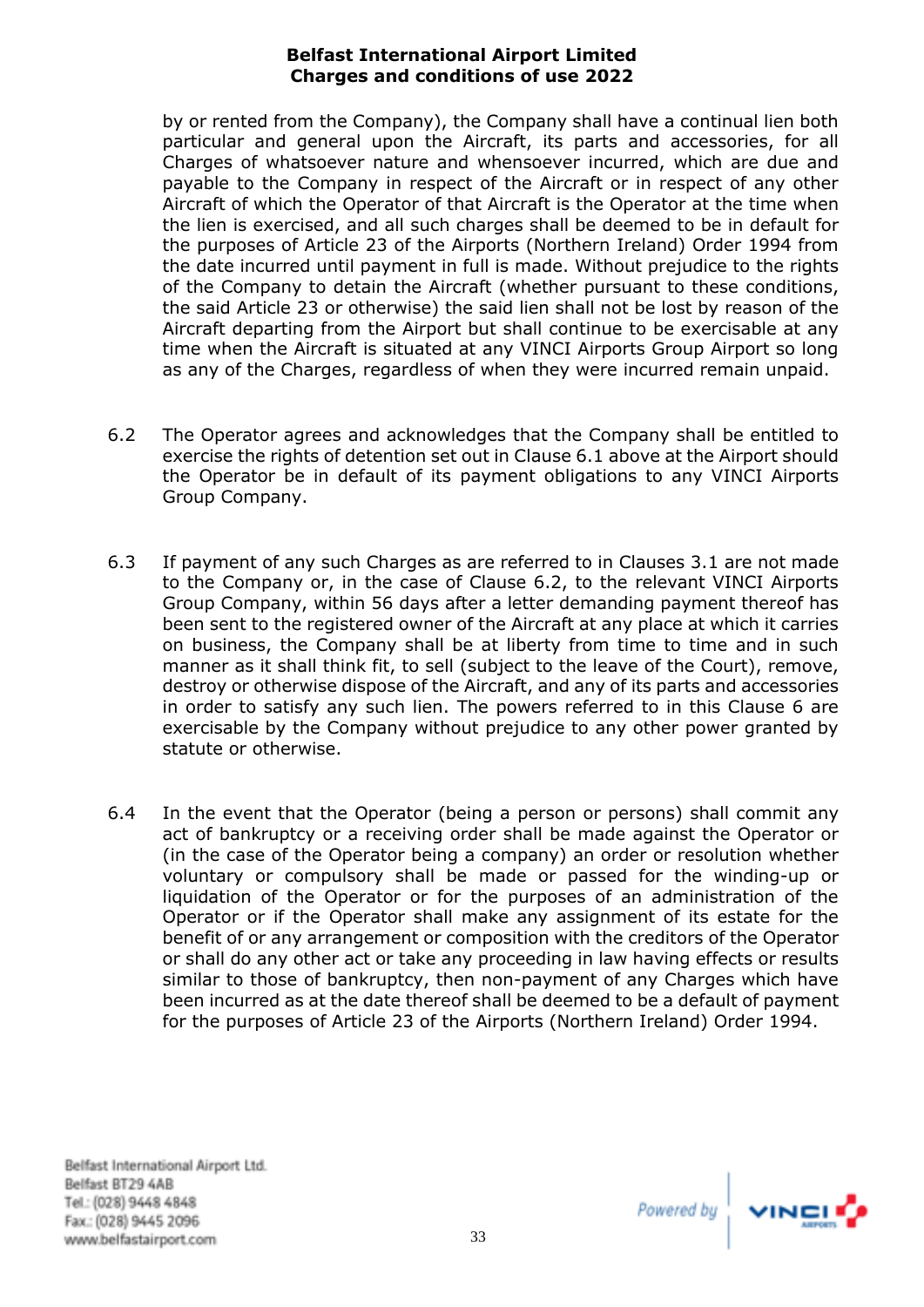by or rented from the Company), the Company shall have a continual lien both particular and general upon the Aircraft, its parts and accessories, for all Charges of whatsoever nature and whensoever incurred, which are due and payable to the Company in respect of the Aircraft or in respect of any other Aircraft of which the Operator of that Aircraft is the Operator at the time when the lien is exercised, and all such charges shall be deemed to be in default for the purposes of Article 23 of the Airports (Northern Ireland) Order 1994 from the date incurred until payment in full is made. Without prejudice to the rights of the Company to detain the Aircraft (whether pursuant to these conditions, the said Article 23 or otherwise) the said lien shall not be lost by reason of the Aircraft departing from the Airport but shall continue to be exercisable at any time when the Aircraft is situated at any VINCI Airports Group Airport so long as any of the Charges, regardless of when they were incurred remain unpaid.

6.2 The Operator agrees and acknowledges that the Company shall be entitled to exercise the rights of detention set out in Clause 6.1 above at the Airport should the Operator be in default of its payment obligations to any VINCI Airports Group Company.

6.3 If payment of any such Charges as are referred to in Clauses 3.1 are not made to the Company or, in the case of Clause 6.2, to the relevant VINCI Airports Group Company, within 56 days after a letter demanding payment thereof has been sent to the registered owner of the Aircraft at any place at which it carries on business, the Company shall be at liberty from time to time and in such manner as it shall think fit, to sell (subject to the leave of the Court), remove, destroy or otherwise dispose of the Aircraft, and any of its parts and accessories in order to satisfy any such lien. The powers referred to in this Clause 6 are exercisable by the Company without prejudice to any other power granted by statute or otherwise.

6.4 In the event that the Operator (being a person or persons) shall commit any act of bankruptcy or a receiving order shall be made against the Operator or (in the case of the Operator being a company) an order or resolution whether voluntary or compulsory shall be made or passed for the winding-up or liquidation of the Operator or for the purposes of an administration of the Operator or if the Operator shall make any assignment of its estate for the benefit of or any arrangement or composition with the creditors of the Operator or shall do any other act or take any proceeding in law having effects or results similar to those of bankruptcy, then non-payment of any Charges which have been incurred as at the date thereof shall be deemed to be a default of payment for the purposes of Article 23 of the Airports (Northern Ireland) Order 1994.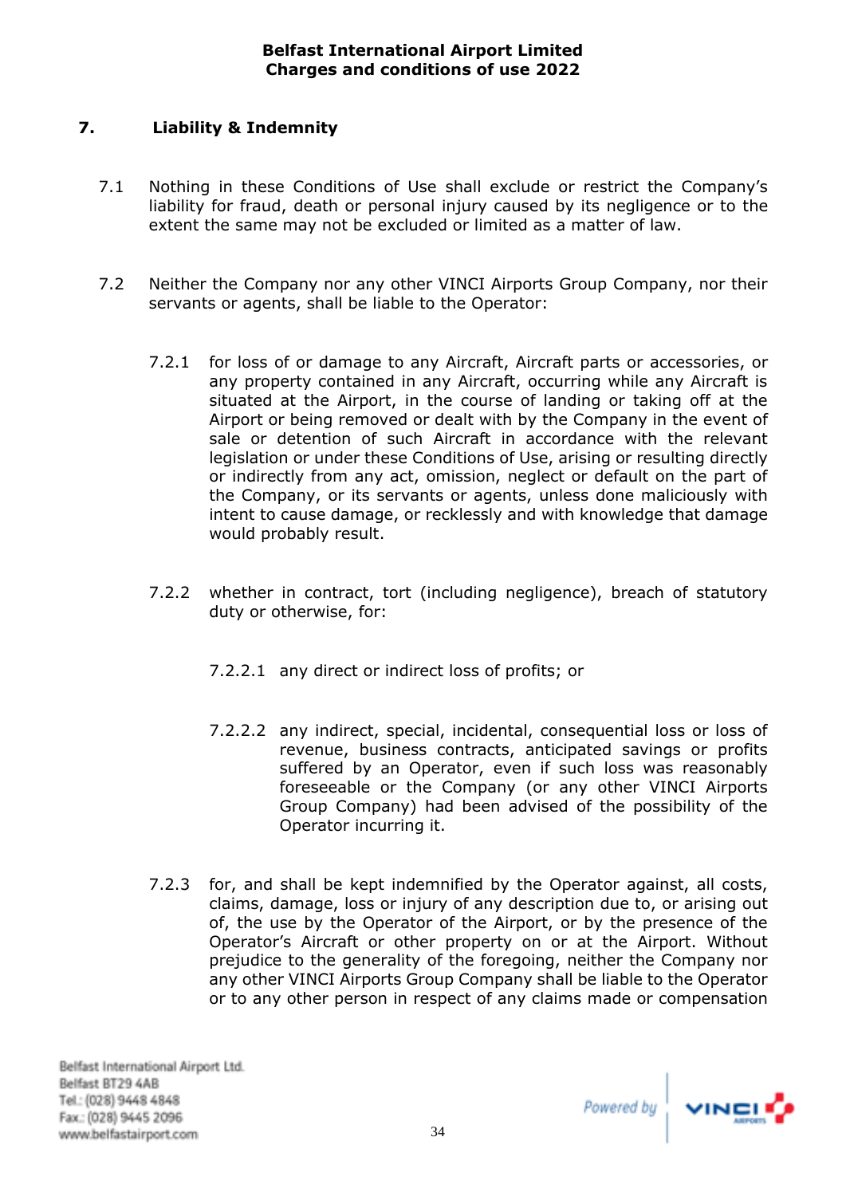## 7. Liability & Indemnity

7.1 Nothing in these Conditions of Use shall exclude or restrict the Company's liability for fraud, death or personal injury caused by its negligence or to the extent the same may not be excluded or limited as a matter of law.

7.2 Neither the Company nor any other VINCI Airports Group Company, nor their servants or agents, shall be liable to the Operator:

7.2.1 for loss of or damage to any Aircraft, Aircraft parts or accessories, or any property contained in any Aircraft, occurring while any Aircraft is situated at the Airport, in the course of landing or taking off at the Airport or being removed or dealt with by the Company in the event of sale or detention of such Aircraft in accordance with the relevant legislation or under these Conditions of Use, arising or resulting directly or indirectly from any act, omission, neglect or default on the part of the Company, or its servants or agents, unless done maliciously with intent to cause damage, or recklessly and with knowledge that damage would probably result.

7.2.2 whether in contract, tort (including negligence), breach of statutory duty or otherwise, for:

7.2.2.1 any direct or indirect loss of profits; or

7.2.2.2 any indirect, special, incidental, consequential loss or loss of revenue, business contracts, anticipated savings or profits suffered by an Operator, even if such loss was reasonably foreseeable or the Company (or any other VINCI Airports Group Company) had been advised of the possibility of the Operator incurring it.

7.2.3 for, and shall be kept indemnified by the Operator against, all costs, claims, damage, loss or injury of any description due to, or arising out of, the use by the Operator of the Airport, or by the presence of the Operator's Aircraft or other property on or at the Airport. Without prejudice to the generality of the foregoing, neither the Company nor any other VINCI Airports Group Company shall be liable to the Operator or to any other person in respect of any claims made or compensation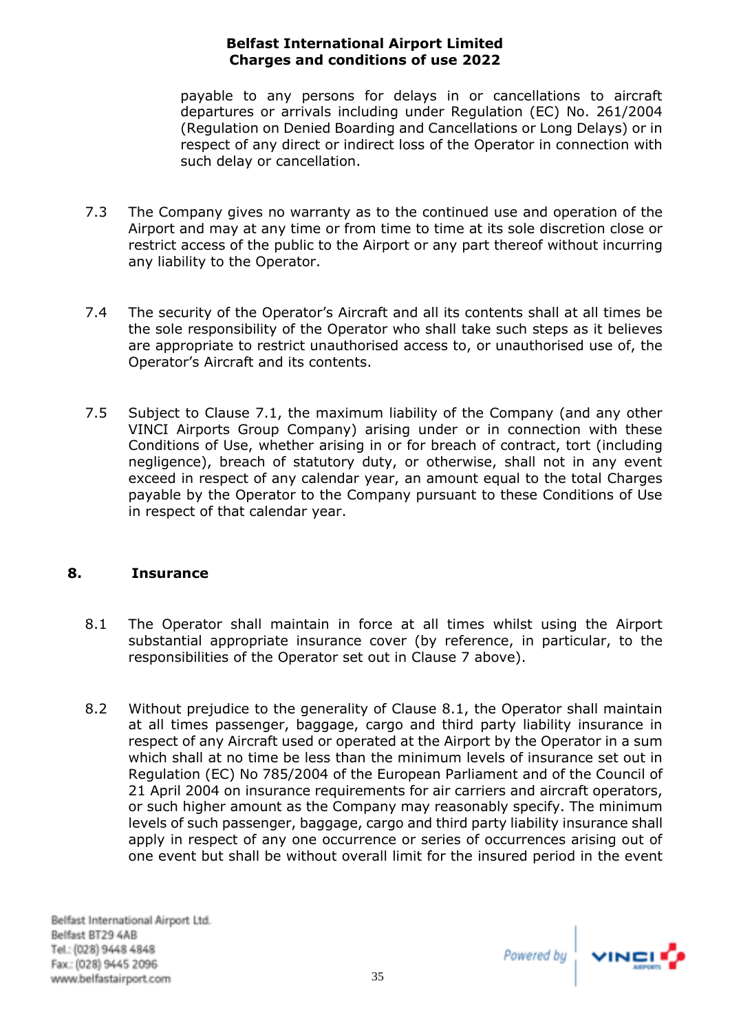payable to any persons for delays in or cancellations to aircraft departures or arrivals including under Regulation (EC) No. 261/2004 (Regulation on Denied Boarding and Cancellations or Long Delays) or in respect of any direct or indirect loss of the Operator in connection with such delay or cancellation.

7.3 The Company gives no warranty as to the continued use and operation of the Airport and may at any time or from time to time at its sole discretion close or restrict access of the public to the Airport or any part thereof without incurring any liability to the Operator.

7.4 The security of the Operator's Aircraft and all its contents shall at all times be the sole responsibility of the Operator who shall take such steps as it believes are appropriate to restrict unauthorised access to, or unauthorised use of, the Operator's Aircraft and its contents.

7.5 Subject to Clause 7.1, the maximum liability of the Company (and any other VINCI Airports Group Company) arising under or in connection with these Conditions of Use, whether arising in or for breach of contract, tort (including negligence), breach of statutory duty, or otherwise, shall not in any event exceed in respect of any calendar year, an amount equal to the total Charges payable by the Operator to the Company pursuant to these Conditions of Use in respect of that calendar year.

## 8. Insurance

8.1 The Operator shall maintain in force at all times whilst using the Airport substantial appropriate insurance cover (by reference, in particular, to the responsibilities of the Operator set out in Clause 7 above).

8.2 Without prejudice to the generality of Clause 8.1, the Operator shall maintain at all times passenger, baggage, cargo and third party liability insurance in respect of any Aircraft used or operated at the Airport by the Operator in a sum which shall at no time be less than the minimum levels of insurance set out in Regulation (EC) No 785/2004 of the European Parliament and of the Council of 21 April 2004 on insurance requirements for air carriers and aircraft operators, or such higher amount as the Company may reasonably specify. The minimum levels of such passenger, baggage, cargo and third party liability insurance shall apply in respect of any one occurrence or series of occurrences arising out of one event but shall be without overall limit for the insured period in the event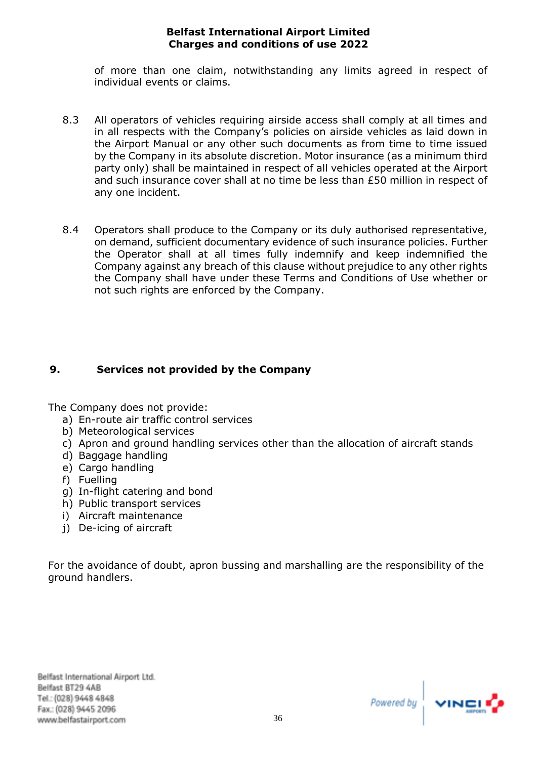of more than one claim, notwithstanding any limits agreed in respect of individual events or claims.

8.3 All operators of vehicles requiring airside access shall comply at all times and in all respects with the Company's policies on airside vehicles as laid down in the Airport Manual or any other such documents as from time to time issued by the Company in its absolute discretion. Motor insurance (as a minimum third party only) shall be maintained in respect of all vehicles operated at the Airport and such insurance cover shall at no time be less than £50 million in respect of any one incident.

8.4 Operators shall produce to the Company or its duly authorised representative, on demand, sufficient documentary evidence of such insurance policies. Further the Operator shall at all times fully indemnify and keep indemnified the Company against any breach of this clause without prejudice to any other rights the Company shall have under these Terms and Conditions of Use whether or not such rights are enforced by the Company.

## 9. Services not provided by the Company

The Company does not provide:

a) En-route air traffic control services
b) Meteorological services
c) Apron and ground handling services other than the allocation of aircraft stands
d) Baggage handling
e) Cargo handling
f) Fuelling
g) In-flight catering and bond
h) Public transport services
i) Aircraft maintenance
j) De-icing of aircraft

For the avoidance of doubt, apron bussing and marshalling are the responsibility of the ground handlers.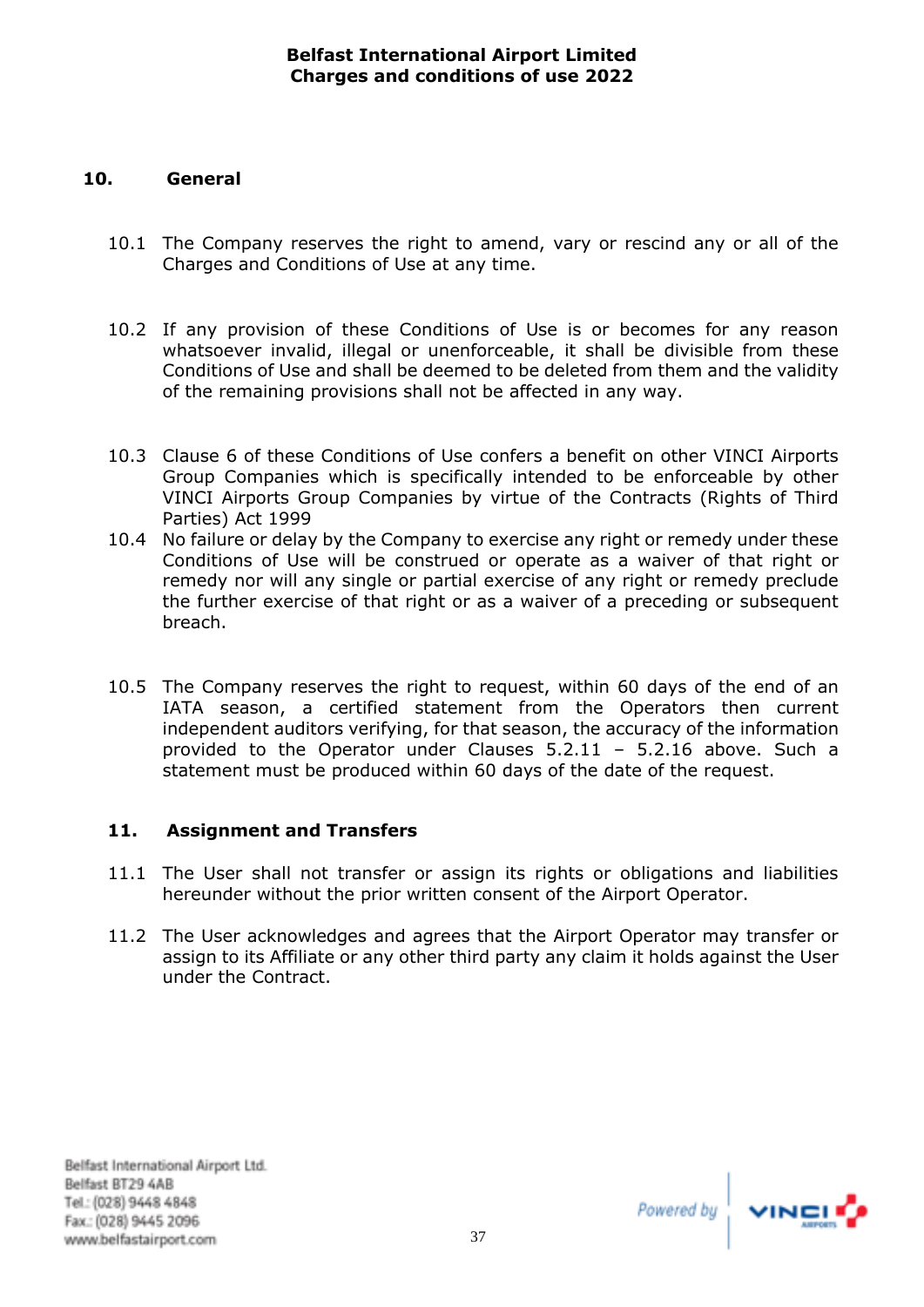## 10. General

10.1 The Company reserves the right to amend, vary or rescind any or all of the Charges and Conditions of Use at any time.

10.2 If any provision of these Conditions of Use is or becomes for any reason whatsoever invalid, illegal or unenforceable, it shall be divisible from these Conditions of Use and shall be deemed to be deleted from them and the validity of the remaining provisions shall not be affected in any way.

10.3 Clause 6 of these Conditions of Use confers a benefit on other VINCI Airports Group Companies which is specifically intended to be enforceable by other VINCI Airports Group Companies by virtue of the Contracts (Rights of Third Parties) Act 1999

10.4 No failure or delay by the Company to exercise any right or remedy under these Conditions of Use will be construed or operate as a waiver of that right or remedy nor will any single or partial exercise of any right or remedy preclude the further exercise of that right or as a waiver of a preceding or subsequent breach.

10.5 The Company reserves the right to request, within 60 days of the end of an IATA season, a certified statement from the Operators then current independent auditors verifying, for that season, the accuracy of the information provided to the Operator under Clauses 5.2.11 – 5.2.16 above. Such a statement must be produced within 60 days of the date of the request.

## 11. Assignment and Transfers

11.1 The User shall not transfer or assign its rights or obligations and liabilities hereunder without the prior written consent of the Airport Operator.

11.2 The User acknowledges and agrees that the Airport Operator may transfer or assign to its Affiliate or any other third party any claim it holds against the User under the Contract.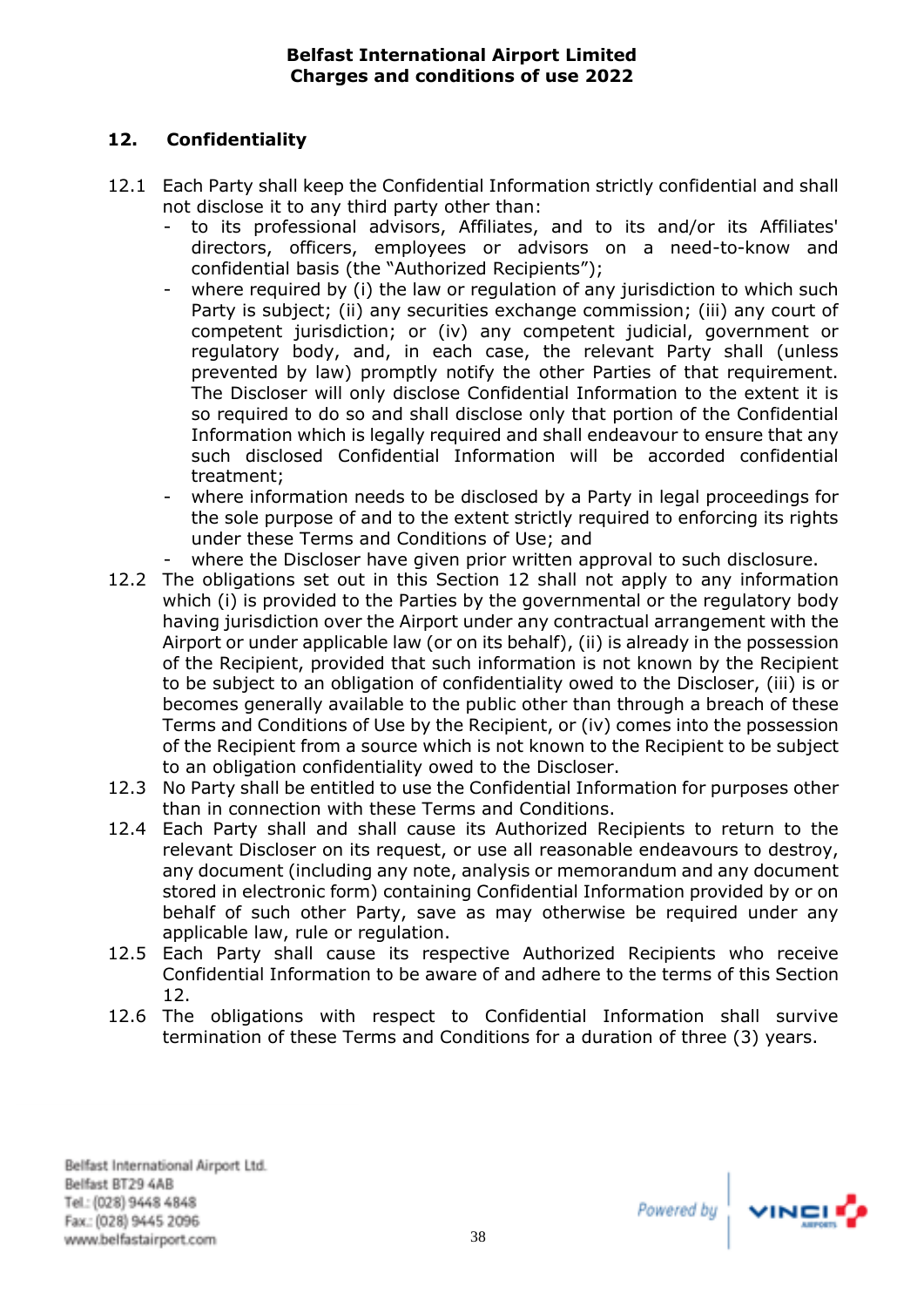## 12. Confidentiality

12.1 Each Party shall keep the Confidential Information strictly confidential and shall not disclose it to any third party other than:

- to its professional advisors, Affiliates, and to its and/or its Affiliates' directors, officers, employees or advisors on a need-to-know and confidential basis (the "Authorized Recipients");
- where required by (i) the law or regulation of any jurisdiction to which such Party is subject; (ii) any securities exchange commission; (iii) any court of competent jurisdiction; or (iv) any competent judicial, government or regulatory body, and, in each case, the relevant Party shall (unless prevented by law) promptly notify the other Parties of that requirement. The Discloser will only disclose Confidential Information to the extent it is so required to do so and shall disclose only that portion of the Confidential Information which is legally required and shall endeavour to ensure that any such disclosed Confidential Information will be accorded confidential treatment;
- where information needs to be disclosed by a Party in legal proceedings for the sole purpose of and to the extent strictly required to enforcing its rights under these Terms and Conditions of Use; and
- where the Discloser have given prior written approval to such disclosure.

12.2 The obligations set out in this Section 12 shall not apply to any information which (i) is provided to the Parties by the governmental or the regulatory body having jurisdiction over the Airport under any contractual arrangement with the Airport or under applicable law (or on its behalf), (ii) is already in the possession of the Recipient, provided that such information is not known by the Recipient to be subject to an obligation of confidentiality owed to the Discloser, (iii) is or becomes generally available to the public other than through a breach of these Terms and Conditions of Use by the Recipient, or (iv) comes into the possession of the Recipient from a source which is not known to the Recipient to be subject to an obligation confidentiality owed to the Discloser.

12.3 No Party shall be entitled to use the Confidential Information for purposes other than in connection with these Terms and Conditions.

12.4 Each Party shall and shall cause its Authorized Recipients to return to the relevant Discloser on its request, or use all reasonable endeavours to destroy, any document (including any note, analysis or memorandum and any document stored in electronic form) containing Confidential Information provided by or on behalf of such other Party, save as may otherwise be required under any applicable law, rule or regulation.

12.5 Each Party shall cause its respective Authorized Recipients who receive Confidential Information to be aware of and adhere to the terms of this Section 12.

12.6 The obligations with respect to Confidential Information shall survive termination of these Terms and Conditions for a duration of three (3) years.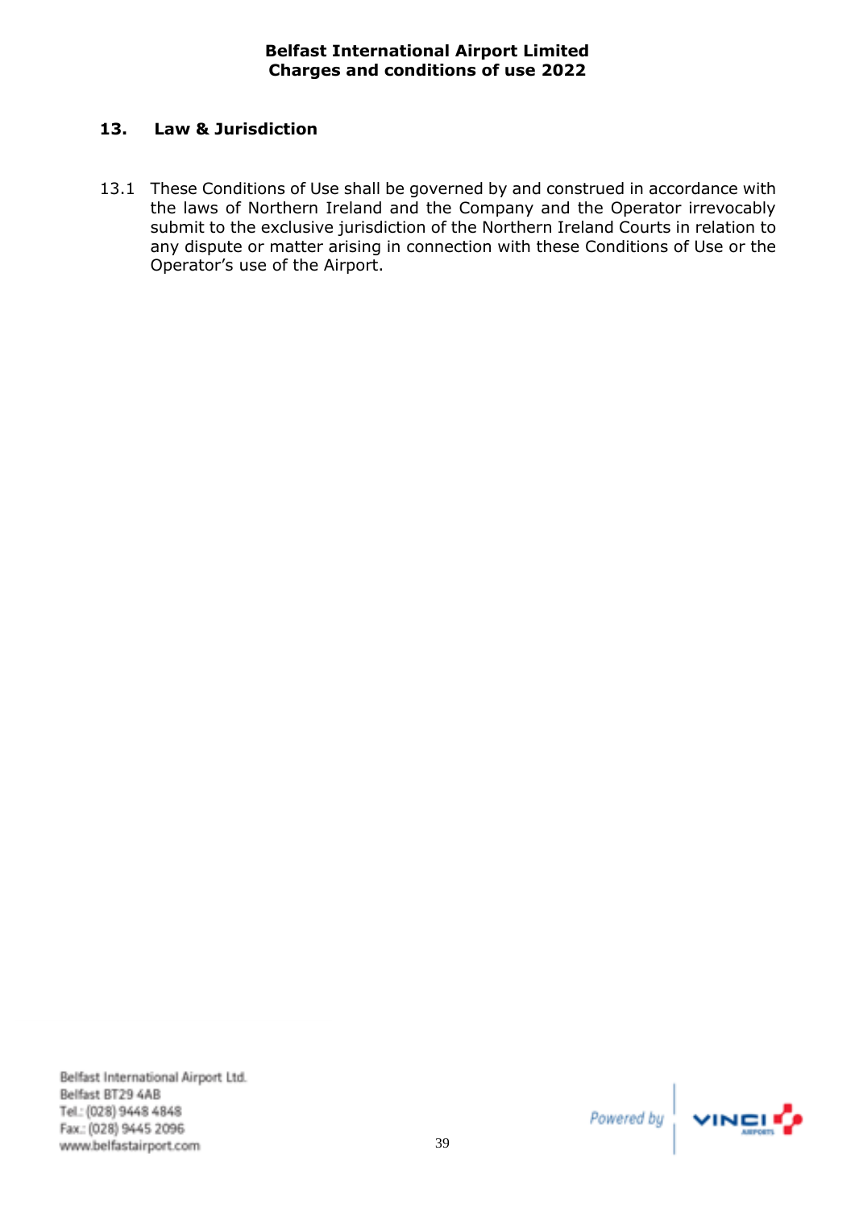## 13. Law & Jurisdiction

13.1 These Conditions of Use shall be governed by and construed in accordance with the laws of Northern Ireland and the Company and the Operator irrevocably submit to the exclusive jurisdiction of the Northern Ireland Courts in relation to any dispute or matter arising in connection with these Conditions of Use or the Operator's use of the Airport.